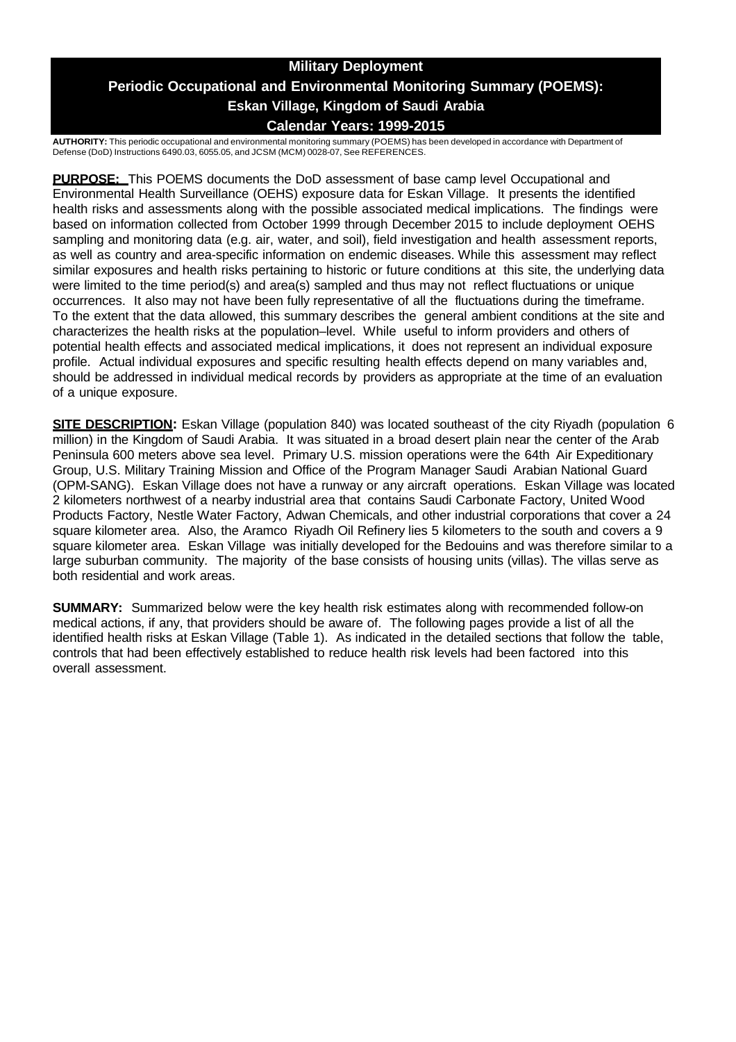# Military Deployment

## Periodic Occupational and Environmental Monitoring Summary (POEMS): Eskan Village, Kingdom of Saudi Arabia

## Calendar Years: 1999-2015

**AUTHORITY:** This periodic occupational and environmental monitoring summary (POEMS) has been developed in accordance with Department of Defense (DoD) Instructions 6490.03, 6055.05, and JCSM (MCM) 0028-07, See REFERENCES.

**PURPOSE:** This POEMS documents the DoD assessment of base camp level Occupational and Environmental Health Surveillance (OEHS) exposure data for Eskan Village. It presents the identified health risks and assessments along with the possible associated medical implications. The findings were based on information collected from October 1999 through December 2015 to include deployment OEHS sampling and monitoring data (e.g. air, water, and soil), field investigation and health assessment reports, as well as country and area-specific information on endemic diseases. While this assessment may reflect similar exposures and health risks pertaining to historic or future conditions at this site, the underlying data were limited to the time period(s) and area(s) sampled and thus may not reflect fluctuations or unique occurrences. It also may not have been fully representative of all the fluctuations during the timeframe. To the extent that the data allowed, this summary describes the general ambient conditions at the site and characterizes the health risks at the population–level. While useful to inform providers and others of potential health effects and associated medical implications, it does not represent an individual exposure profile. Actual individual exposures and specific resulting health effects depend on many variables and, should be addressed in individual medical records by providers as appropriate at the time of an evaluation of a unique exposure.

**SITE DESCRIPTION:** Eskan Village (population 840) was located southeast of the city Riyadh (population 6 million) in the Kingdom of Saudi Arabia. It was situated in a broad desert plain near the center of the Arab Peninsula 600 meters above sea level. Primary U.S. mission operations were the 64th Air Expeditionary Group, U.S. Military Training Mission and Office of the Program Manager Saudi Arabian National Guard (OPM-SANG). Eskan Village does not have a runway or any aircraft operations. Eskan Village was located 2 kilometers northwest of a nearby industrial area that contains Saudi Carbonate Factory, United Wood Products Factory, Nestle Water Factory, Adwan Chemicals, and other industrial corporations that cover a 24 square kilometer area. Also, the Aramco Riyadh Oil Refinery lies 5 kilometers to the south and covers a 9 square kilometer area. Eskan Village was initially developed for the Bedouins and was therefore similar to a large suburban community. The majority of the base consists of housing units (villas). The villas serve as both residential and work areas.

**SUMMARY:** Summarized below were the key health risk estimates along with recommended follow-on medical actions, if any, that providers should be aware of. The following pages provide a list of all the identified health risks at Eskan Village (Table 1). As indicated in the detailed sections that follow the table, controls that had been effectively established to reduce health risk levels had been factored into this overall assessment.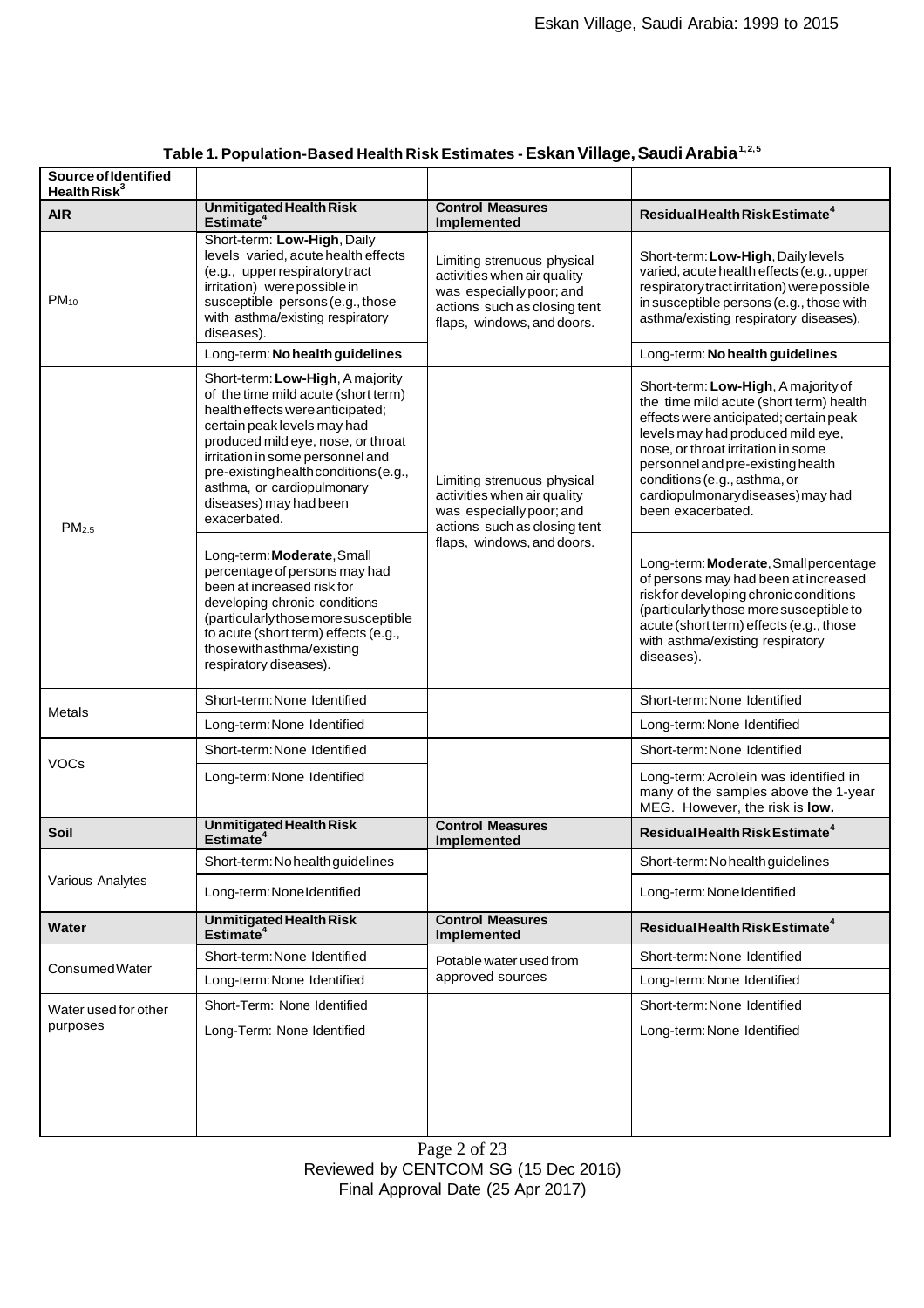**Table 1. Population-Based Health Risk Estimates - Eskan Village, Saudi Arabia[1,2,5]**

| Source of Identified Health Risk[3] | | | |
|---|---|---|---|
| **AIR** | **Unmitigated Health Risk Estimate[4]** | **Control Measures Implemented** | **Residual Health Risk Estimate[4]** |
| $PM_{10}$ | Short-term: **Low-High**, Daily levels varied, acute health effects (e.g., upper respiratory tract irritation) were possible in susceptible persons (e.g., those with asthma/existing respiratory diseases). | Limiting strenuous physical activities when air quality was especially poor; and actions such as closing tent flaps, windows, and doors. | Short-term: **Low-High**, Daily levels varied, acute health effects (e.g., upper respiratory tract irritation) were possible in susceptible persons (e.g., those with asthma/existing respiratory diseases). |
| | Long-term: **No health guidelines** | | Long-term: **No health guidelines** |
| $PM_{2.5}$ | Short-term: **Low-High**, A majority of the time mild acute (short term) health effects were anticipated; certain peak levels may had produced mild eye, nose, or throat irritation in some personnel and pre-existing health conditions (e.g., asthma, or cardiopulmonary diseases) may had been exacerbated. | Limiting strenuous physical activities when air quality was especially poor; and actions such as closing tent flaps, windows, and doors. | Short-term: **Low-High**, A majority of the time mild acute (short term) health effects were anticipated; certain peak levels may had produced mild eye, nose, or throat irritation in some personnel and pre-existing health conditions (e.g., asthma, or cardiopulmonary diseases) may had been exacerbated. |
| | Long-term: **Moderate**, Small percentage of persons may had been at increased risk for developing chronic conditions (particularly those more susceptible to acute (short term) effects (e.g., those with asthma/existing respiratory diseases). | | Long-term: **Moderate**, Small percentage of persons may had been at increased risk for developing chronic conditions (particularly those more susceptible to acute (short term) effects (e.g., those with asthma/existing respiratory diseases). |
| Metals | Short-term: None Identified | | Short-term: None Identified |
| | Long-term: None Identified | | Long-term: None Identified |
| VOCs | Short-term: None Identified | | Short-term: None Identified |
| | Long-term: None Identified | | Long-term: Acrolein was identified in many of the samples above the 1-year MEG. However, the risk is **low.** |
| **Soil** | **Unmitigated Health Risk Estimate[4]** | **Control Measures Implemented** | **Residual Health Risk Estimate[4]** |
| Various Analytes | Short-term: No health guidelines | | Short-term: No health guidelines |
| | Long-term: None Identified | | Long-term: None Identified |
| **Water** | **Unmitigated Health Risk Estimate[4]** | **Control Measures Implemented** | **Residual Health Risk Estimate[4]** |
| Consumed Water | Short-term: None Identified | Potable water used from approved sources | Short-term: None Identified |
| | Long-term: None Identified | | Long-term: None Identified |
| Water used for other purposes | Short-Term: None Identified | | Short-term: None Identified |
| | Long-Term: None Identified | | Long-term: None Identified |

Reviewed by CENTCOM SG (15 Dec 2016)
Final Approval Date (25 Apr 2017)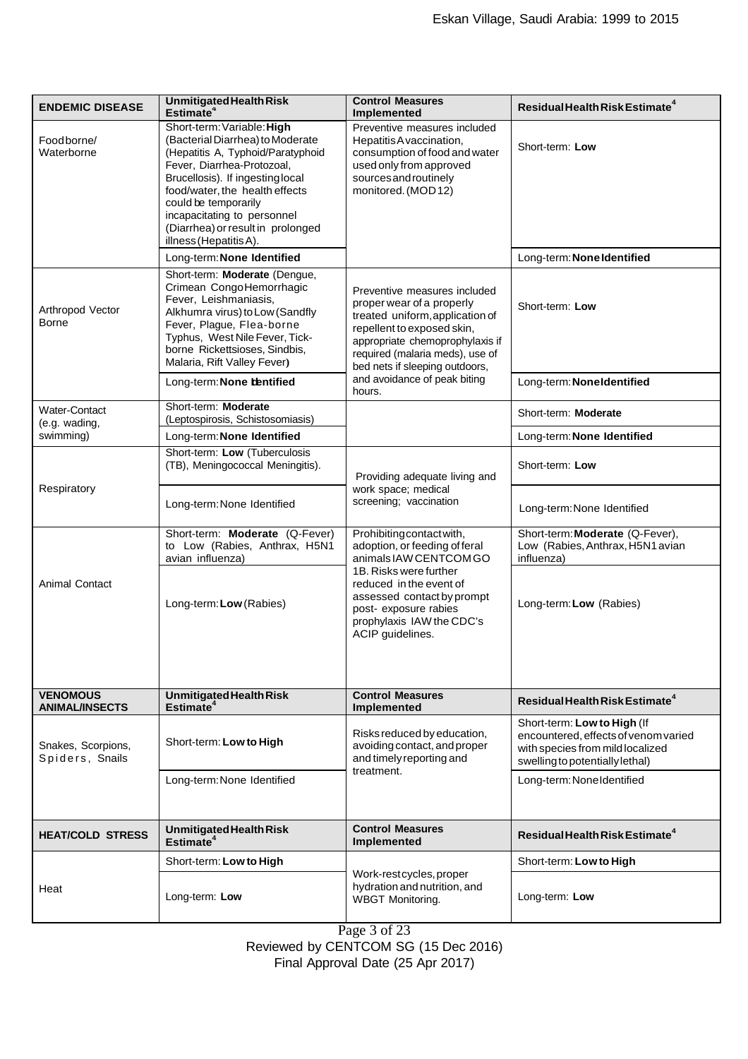| ENDEMIC DISEASE | Unmitigated Health Risk Estimate[4] | Control Measures Implemented | Residual Health Risk Estimate[4] |
|---|---|---|---|
| Foodborne/ Waterborne | Short-term: Variable: **High** (Bacterial Diarrhea) to Moderate (Hepatitis A, Typhoid/Paratyphoid Fever, Diarrhea-Protozoal, Brucellosis). If ingesting local food/water, the health effects could be temporarily incapacitating to personnel (Diarrhea) or result in prolonged illness (Hepatitis A). | Preventive measures included Hepatitis A vaccination, consumption of food and water used only from approved sources and routinely monitored. (MOD 12) | Short-term: **Low** |
| | Long-term: **None Identified** | | Long-term: **None Identified** |
| Arthropod Vector Borne | Short-term: **Moderate** (Dengue, Crimean Congo Hemorrhagic Fever, Leishmaniasis, Alkhumra virus) to Low (Sandfly Fever, Plague, Flea-borne Typhus, West Nile Fever, Tick-borne Rickettsioses, Sindbis, Malaria, Rift Valley Fever) | Preventive measures included proper wear of a properly treated uniform, application of repellent to exposed skin, appropriate chemoprophylaxis if required (malaria meds), use of bed nets if sleeping outdoors, and avoidance of peak biting hours. | Short-term: **Low** |
| | Long-term: **None Identified** | | Long-term: **None Identified** |
| Water-Contact (e.g. wading, swimming) | Short-term: **Moderate** (Leptospirosis, Schistosomiasis) | | Short-term: **Moderate** |
| | Long-term: **None Identified** | | Long-term: **None Identified** |
| Respiratory | Short-term: **Low** (Tuberculosis (TB), Meningococcal Meningitis). | Providing adequate living and work space; medical screening; vaccination | Short-term: **Low** |
| | Long-term: None Identified | | Long-term: None Identified |
| Animal Contact | Short-term: **Moderate** (Q-Fever) to Low (Rabies, Anthrax, H5N1 avian influenza) | Prohibiting contact with, adoption, or feeding of feral animals IAW CENTCOM GO 1B. Risks were further reduced in the event of assessed contact by prompt post- exposure rabies prophylaxis IAW the CDC's ACIP guidelines. | Short-term: **Moderate** (Q-Fever), Low (Rabies, Anthrax, H5N1 avian influenza) |
| | Long-term: **Low** (Rabies) | | Long-term: **Low** (Rabies) |
| **VENOMOUS ANIMAL/INSECTS** | **Unmitigated Health Risk Estimate[4]** | **Control Measures Implemented** | **Residual Health Risk Estimate[4]** |
| Snakes, Scorpions, Spiders, Snails | Short-term: **Low to High** | Risks reduced by education, avoiding contact, and proper and timely reporting and treatment. | Short-term: **Low to High** (If encountered, effects of venom varied with species from mild localized swelling to potentially lethal) |
| | Long-term: None Identified | | Long-term: None Identified |
| **HEAT/COLD STRESS** | **Unmitigated Health Risk Estimate[4]** | **Control Measures Implemented** | **Residual Health Risk Estimate[4]** |
| Heat | Short-term: **Low to High** | Work-rest cycles, proper hydration and nutrition, and WBGT Monitoring. | Short-term: **Low to High** |
| | Long-term: **Low** | | Long-term: **Low** |

Reviewed by CENTCOM SG (15 Dec 2016)
Final Approval Date (25 Apr 2017)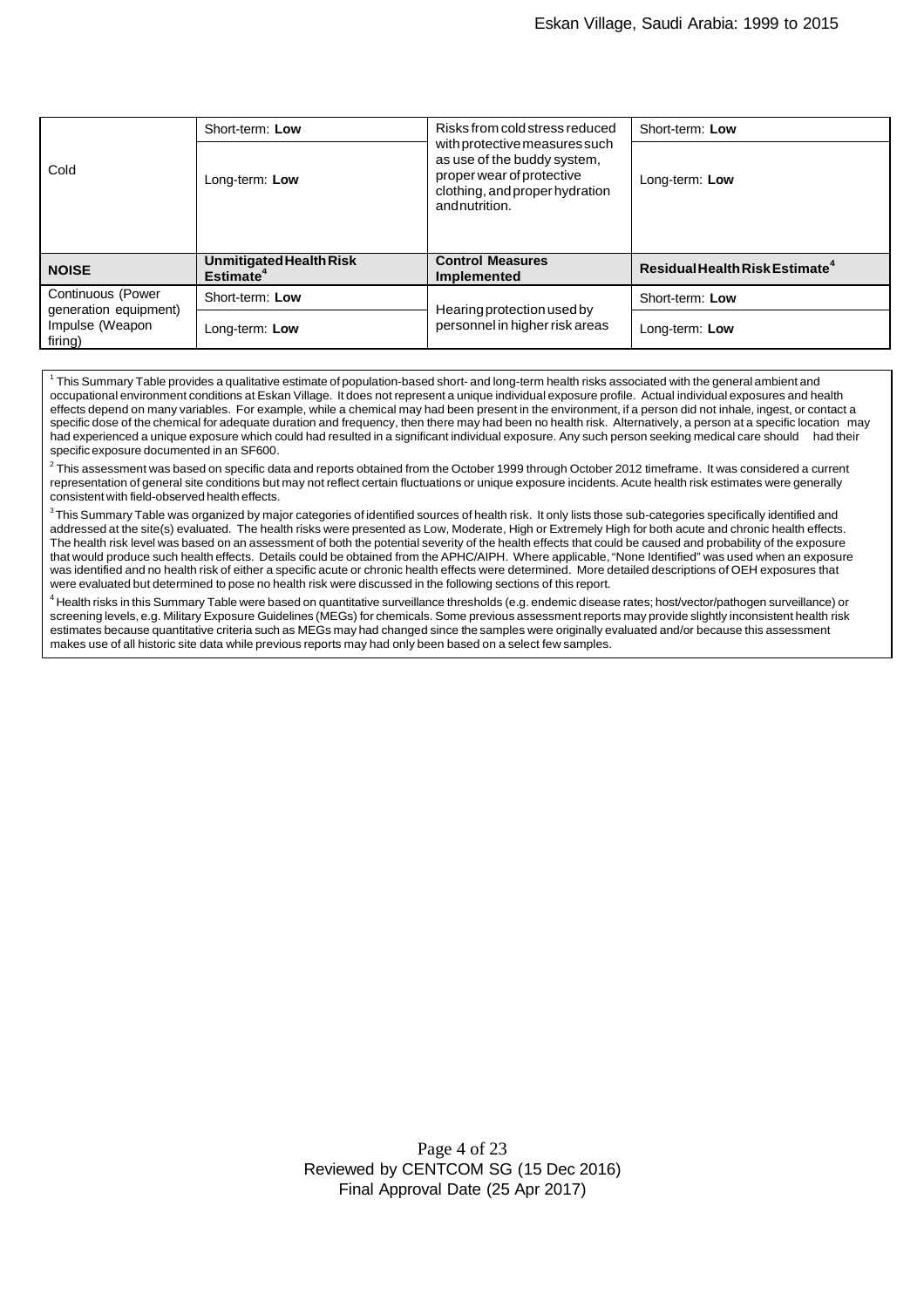| | | | |
|---|---|---|---|
| Cold | Short-term: **Low** | Risks from cold stress reduced with protective measures such as use of the buddy system, proper wear of protective clothing, and proper hydration and nutrition. | Short-term: **Low** |
| | Long-term: **Low** | | Long-term: **Low** |
| **NOISE** | **Unmitigated Health Risk Estimate**[4] | **Control Measures Implemented** | **Residual Health Risk Estimate**[4] |
| Continuous (Power generation equipment) Impulse (Weapon firing) | Short-term: **Low** | Hearing protection used by personnel in higher risk areas | Short-term: **Low** |
| | Long-term: **Low** | | Long-term: **Low** |

[1] This Summary Table provides a qualitative estimate of population-based short- and long-term health risks associated with the general ambient and occupational environment conditions at Eskan Village. It does not represent a unique individual exposure profile. Actual individual exposures and health effects depend on many variables. For example, while a chemical may had been present in the environment, if a person did not inhale, ingest, or contact a specific dose of the chemical for adequate duration and frequency, then there may had been no health risk. Alternatively, a person at a specific location may had experienced a unique exposure which could had resulted in a significant individual exposure. Any such person seeking medical care should had their specific exposure documented in an SF600.

[2] This assessment was based on specific data and reports obtained from the October 1999 through October 2012 timeframe. It was considered a current representation of general site conditions but may not reflect certain fluctuations or unique exposure incidents. Acute health risk estimates were generally consistent with field-observed health effects.

[3] This Summary Table was organized by major categories of identified sources of health risk. It only lists those sub-categories specifically identified and addressed at the site(s) evaluated. The health risks were presented as Low, Moderate, High or Extremely High for both acute and chronic health effects. The health risk level was based on an assessment of both the potential severity of the health effects that could be caused and probability of the exposure that would produce such health effects. Details could be obtained from the APHC/AIPH. Where applicable, "None Identified" was used when an exposure was identified and no health risk of either a specific acute or chronic health effects were determined. More detailed descriptions of OEH exposures that were evaluated but determined to pose no health risk were discussed in the following sections of this report.

[4] Health risks in this Summary Table were based on quantitative surveillance thresholds (e.g. endemic disease rates; host/vector/pathogen surveillance) or screening levels, e.g. Military Exposure Guidelines (MEGs) for chemicals. Some previous assessment reports may provide slightly inconsistent health risk estimates because quantitative criteria such as MEGs may had changed since the samples were originally evaluated and/or because this assessment makes use of all historic site data while previous reports may had only been based on a select few samples.

Reviewed by CENTCOM SG (15 Dec 2016)
Final Approval Date (25 Apr 2017)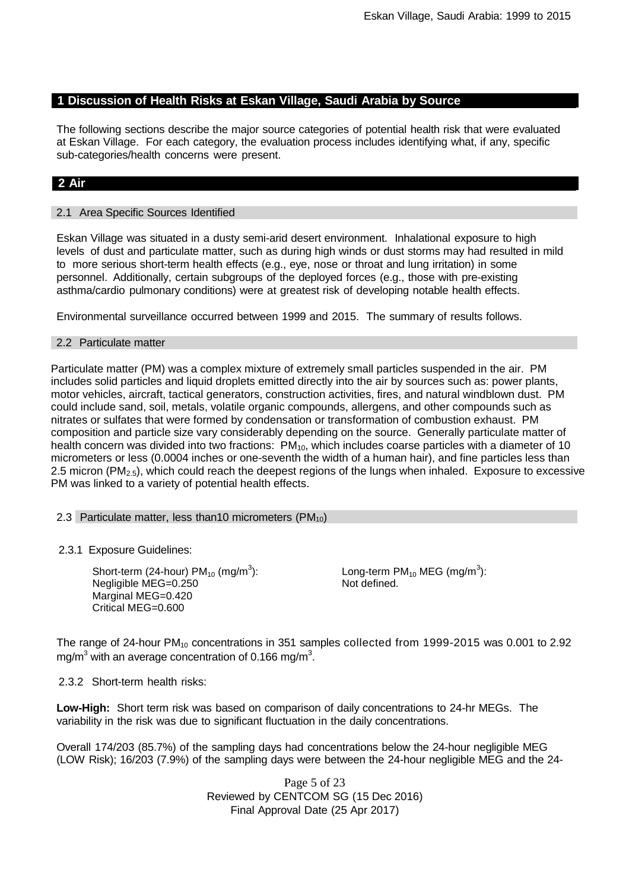## 1 Discussion of Health Risks at Eskan Village, Saudi Arabia by Source

The following sections describe the major source categories of potential health risk that were evaluated at Eskan Village. For each category, the evaluation process includes identifying what, if any, specific sub-categories/health concerns were present.

## 2 Air

### 2.1 Area Specific Sources Identified

Eskan Village was situated in a dusty semi-arid desert environment. Inhalational exposure to high levels of dust and particulate matter, such as during high winds or dust storms may had resulted in mild to more serious short-term health effects (e.g., eye, nose or throat and lung irritation) in some personnel. Additionally, certain subgroups of the deployed forces (e.g., those with pre-existing asthma/cardio pulmonary conditions) were at greatest risk of developing notable health effects.

Environmental surveillance occurred between 1999 and 2015. The summary of results follows.

### 2.2 Particulate matter

Particulate matter (PM) was a complex mixture of extremely small particles suspended in the air. PM includes solid particles and liquid droplets emitted directly into the air by sources such as: power plants, motor vehicles, aircraft, tactical generators, construction activities, fires, and natural windblown dust. PM could include sand, soil, metals, volatile organic compounds, allergens, and other compounds such as nitrates or sulfates that were formed by condensation or transformation of combustion exhaust. PM composition and particle size vary considerably depending on the source. Generally particulate matter of health concern was divided into two fractions: $PM_{10}$, which includes coarse particles with a diameter of 10 micrometers or less (0.0004 inches or one-seventh the width of a human hair), and fine particles less than 2.5 micron ($PM_{2.5}$), which could reach the deepest regions of the lungs when inhaled. Exposure to excessive PM was linked to a variety of potential health effects.

### 2.3 Particulate matter, less than10 micrometers ($PM_{10}$)

#### 2.3.1 Exposure Guidelines:

Short-term (24-hour) $PM_{10}$ ($mg/m^3$):
Negligible MEG=0.250
Marginal MEG=0.420
Critical MEG=0.600

Long-term $PM_{10}$ MEG ($mg/m^3$):
Not defined.

The range of 24-hour $PM_{10}$ concentrations in 351 samples collected from 1999-2015 was 0.001 to 2.92 $mg/m^3$ with an average concentration of 0.166 $mg/m^3$.

#### 2.3.2 Short-term health risks:

**Low-High:** Short term risk was based on comparison of daily concentrations to 24-hr MEGs. The variability in the risk was due to significant fluctuation in the daily concentrations.

Overall 174/203 (85.7%) of the sampling days had concentrations below the 24-hour negligible MEG (LOW Risk); 16/203 (7.9%) of the sampling days were between the 24-hour negligible MEG and the 24-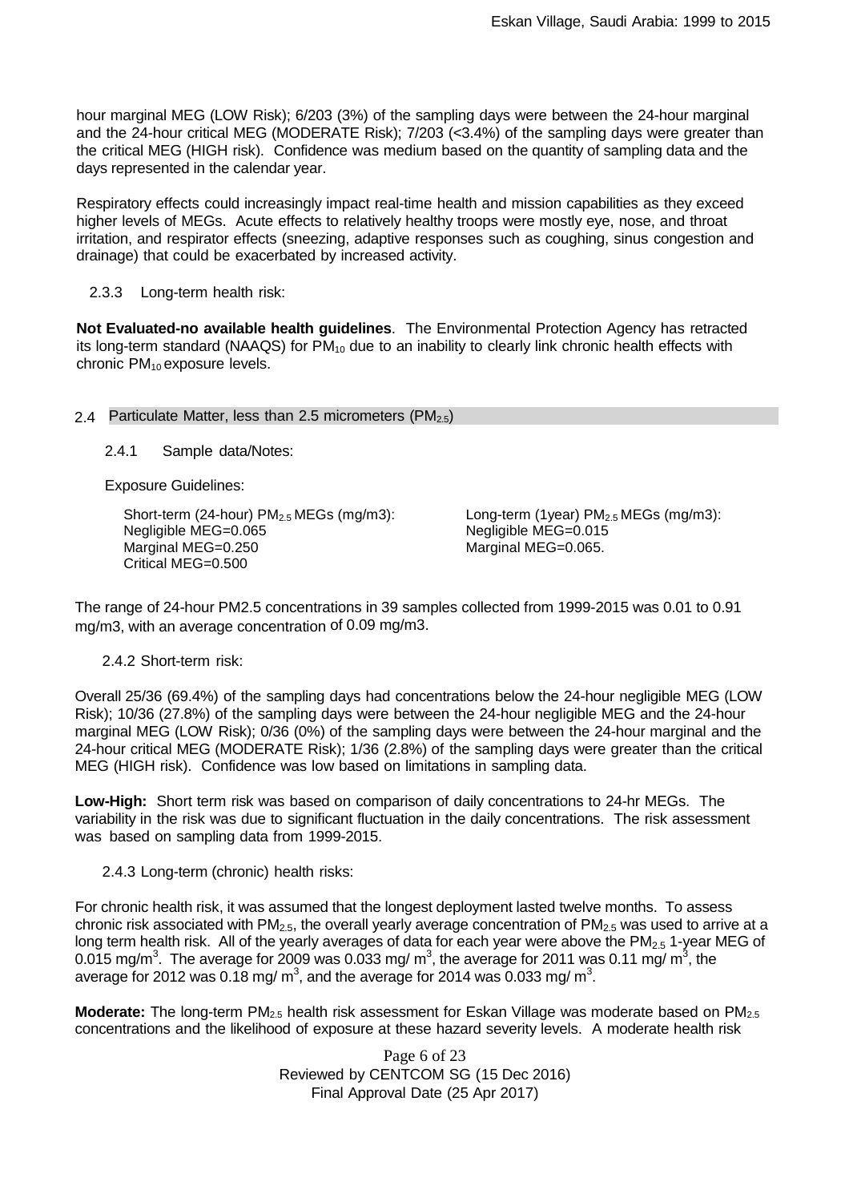hour marginal MEG (LOW Risk); 6/203 (3%) of the sampling days were between the 24-hour marginal and the 24-hour critical MEG (MODERATE Risk); 7/203 (<3.4%) of the sampling days were greater than the critical MEG (HIGH risk). Confidence was medium based on the quantity of sampling data and the days represented in the calendar year.

Respiratory effects could increasingly impact real-time health and mission capabilities as they exceed higher levels of MEGs. Acute effects to relatively healthy troops were mostly eye, nose, and throat irritation, and respirator effects (sneezing, adaptive responses such as coughing, sinus congestion and drainage) that could be exacerbated by increased activity.

#### 2.3.3 Long-term health risk:

**Not Evaluated-no available health guidelines**. The Environmental Protection Agency has retracted its long-term standard (NAAQS) for $PM_{10}$ due to an inability to clearly link chronic health effects with chronic $PM_{10}$ exposure levels.

### 2.4 Particulate Matter, less than 2.5 micrometers ($PM_{2.5}$)

#### 2.4.1 Sample data/Notes:

Exposure Guidelines:

Short-term (24-hour) $PM_{2.5}$ MEGs (mg/m3):
Negligible MEG=0.065
Marginal MEG=0.250
Critical MEG=0.500

Long-term (1year) $PM_{2.5}$ MEGs (mg/m3):
Negligible MEG=0.015
Marginal MEG=0.065.

The range of 24-hour PM2.5 concentrations in 39 samples collected from 1999-2015 was 0.01 to 0.91 mg/m3, with an average concentration of 0.09 mg/m3.

#### 2.4.2 Short-term risk:

Overall 25/36 (69.4%) of the sampling days had concentrations below the 24-hour negligible MEG (LOW Risk); 10/36 (27.8%) of the sampling days were between the 24-hour negligible MEG and the 24-hour marginal MEG (LOW Risk); 0/36 (0%) of the sampling days were between the 24-hour marginal and the 24-hour critical MEG (MODERATE Risk); 1/36 (2.8%) of the sampling days were greater than the critical MEG (HIGH risk). Confidence was low based on limitations in sampling data.

**Low-High:** Short term risk was based on comparison of daily concentrations to 24-hr MEGs. The variability in the risk was due to significant fluctuation in the daily concentrations. The risk assessment was based on sampling data from 1999-2015.

#### 2.4.3 Long-term (chronic) health risks:

For chronic health risk, it was assumed that the longest deployment lasted twelve months. To assess chronic risk associated with $PM_{2.5}$, the overall yearly average concentration of $PM_{2.5}$ was used to arrive at a long term health risk. All of the yearly averages of data for each year were above the $PM_{2.5}$ 1-year MEG of 0.015 mg/m$^3$. The average for 2009 was 0.033 mg/ m$^3$, the average for 2011 was 0.11 mg/ m$^3$, the average for 2012 was 0.18 mg/ m$^3$, and the average for 2014 was 0.033 mg/ m$^3$.

**Moderate:** The long-term $PM_{2.5}$ health risk assessment for Eskan Village was moderate based on $PM_{2.5}$ concentrations and the likelihood of exposure at these hazard severity levels. A moderate health risk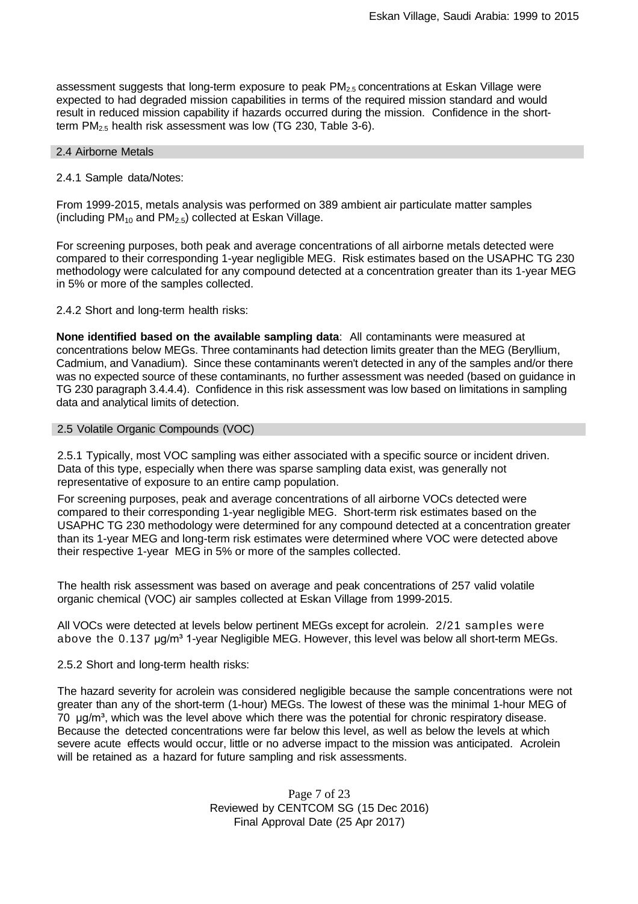assessment suggests that long-term exposure to peak $PM_{2.5}$ concentrations at Eskan Village were expected to had degraded mission capabilities in terms of the required mission standard and would result in reduced mission capability if hazards occurred during the mission. Confidence in the short-term $PM_{2.5}$ health risk assessment was low (TG 230, Table 3-6).

## 2.4 Airborne Metals

2.4.1 Sample data/Notes:

From 1999-2015, metals analysis was performed on 389 ambient air particulate matter samples (including $PM_{10}$ and $PM_{2.5}$) collected at Eskan Village.

For screening purposes, both peak and average concentrations of all airborne metals detected were compared to their corresponding 1-year negligible MEG. Risk estimates based on the USAPHC TG 230 methodology were calculated for any compound detected at a concentration greater than its 1-year MEG in 5% or more of the samples collected.

2.4.2 Short and long-term health risks:

**None identified based on the available sampling data**: All contaminants were measured at concentrations below MEGs. Three contaminants had detection limits greater than the MEG (Beryllium, Cadmium, and Vanadium). Since these contaminants weren't detected in any of the samples and/or there was no expected source of these contaminants, no further assessment was needed (based on guidance in TG 230 paragraph 3.4.4.4). Confidence in this risk assessment was low based on limitations in sampling data and analytical limits of detection.

## 2.5 Volatile Organic Compounds (VOC)

2.5.1 Typically, most VOC sampling was either associated with a specific source or incident driven. Data of this type, especially when there was sparse sampling data exist, was generally not representative of exposure to an entire camp population.

For screening purposes, peak and average concentrations of all airborne VOCs detected were compared to their corresponding 1-year negligible MEG. Short-term risk estimates based on the USAPHC TG 230 methodology were determined for any compound detected at a concentration greater than its 1-year MEG and long-term risk estimates were determined where VOC were detected above their respective 1-year MEG in 5% or more of the samples collected.

The health risk assessment was based on average and peak concentrations of 257 valid volatile organic chemical (VOC) air samples collected at Eskan Village from 1999-2015.

All VOCs were detected at levels below pertinent MEGs except for acrolein. 2/21 samples were above the 0.137 µg/m³ 1-year Negligible MEG. However, this level was below all short-term MEGs.

2.5.2 Short and long-term health risks:

The hazard severity for acrolein was considered negligible because the sample concentrations were not greater than any of the short-term (1-hour) MEGs. The lowest of these was the minimal 1-hour MEG of 70 µg/m³, which was the level above which there was the potential for chronic respiratory disease. Because the detected concentrations were far below this level, as well as below the levels at which severe acute effects would occur, little or no adverse impact to the mission was anticipated. Acrolein will be retained as a hazard for future sampling and risk assessments.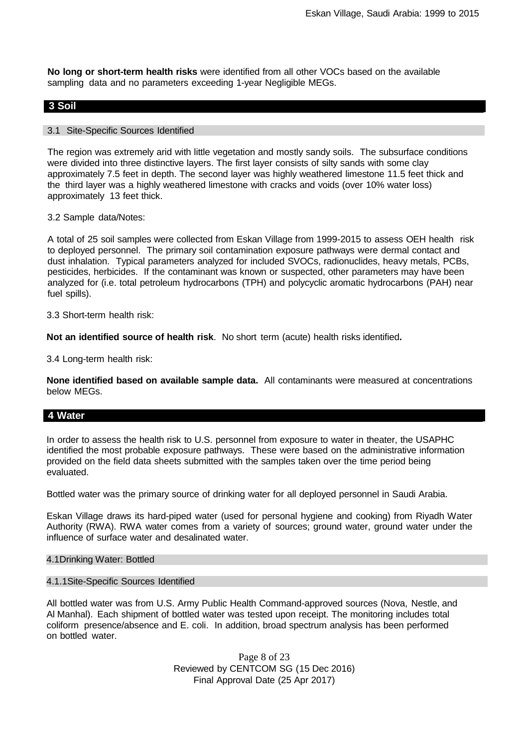**No long or short-term health risks** were identified from all other VOCs based on the available sampling data and no parameters exceeding 1-year Negligible MEGs.

## 3 Soil

### 3.1 Site-Specific Sources Identified

The region was extremely arid with little vegetation and mostly sandy soils. The subsurface conditions were divided into three distinctive layers. The first layer consists of silty sands with some clay approximately 7.5 feet in depth. The second layer was highly weathered limestone 11.5 feet thick and the third layer was a highly weathered limestone with cracks and voids (over 10% water loss) approximately 13 feet thick.

3.2 Sample data/Notes:

A total of 25 soil samples were collected from Eskan Village from 1999-2015 to assess OEH health risk to deployed personnel. The primary soil contamination exposure pathways were dermal contact and dust inhalation. Typical parameters analyzed for included SVOCs, radionuclides, heavy metals, PCBs, pesticides, herbicides. If the contaminant was known or suspected, other parameters may have been analyzed for (i.e. total petroleum hydrocarbons (TPH) and polycyclic aromatic hydrocarbons (PAH) near fuel spills).

3.3 Short-term health risk:

**Not an identified source of health risk**. No short term (acute) health risks identified**.**

3.4 Long-term health risk:

**None identified based on available sample data.** All contaminants were measured at concentrations below MEGs.

## 4 Water

In order to assess the health risk to U.S. personnel from exposure to water in theater, the USAPHC identified the most probable exposure pathways. These were based on the administrative information provided on the field data sheets submitted with the samples taken over the time period being evaluated.

Bottled water was the primary source of drinking water for all deployed personnel in Saudi Arabia.

Eskan Village draws its hard-piped water (used for personal hygiene and cooking) from Riyadh Water Authority (RWA). RWA water comes from a variety of sources; ground water, ground water under the influence of surface water and desalinated water.

### 4.1 Drinking Water: Bottled

#### 4.1.1 Site-Specific Sources Identified

All bottled water was from U.S. Army Public Health Command-approved sources (Nova, Nestle, and Al Manhal). Each shipment of bottled water was tested upon receipt. The monitoring includes total coliform presence/absence and E. coli. In addition, broad spectrum analysis has been performed on bottled water.

Reviewed by CENTCOM SG (15 Dec 2016)
Final Approval Date (25 Apr 2017)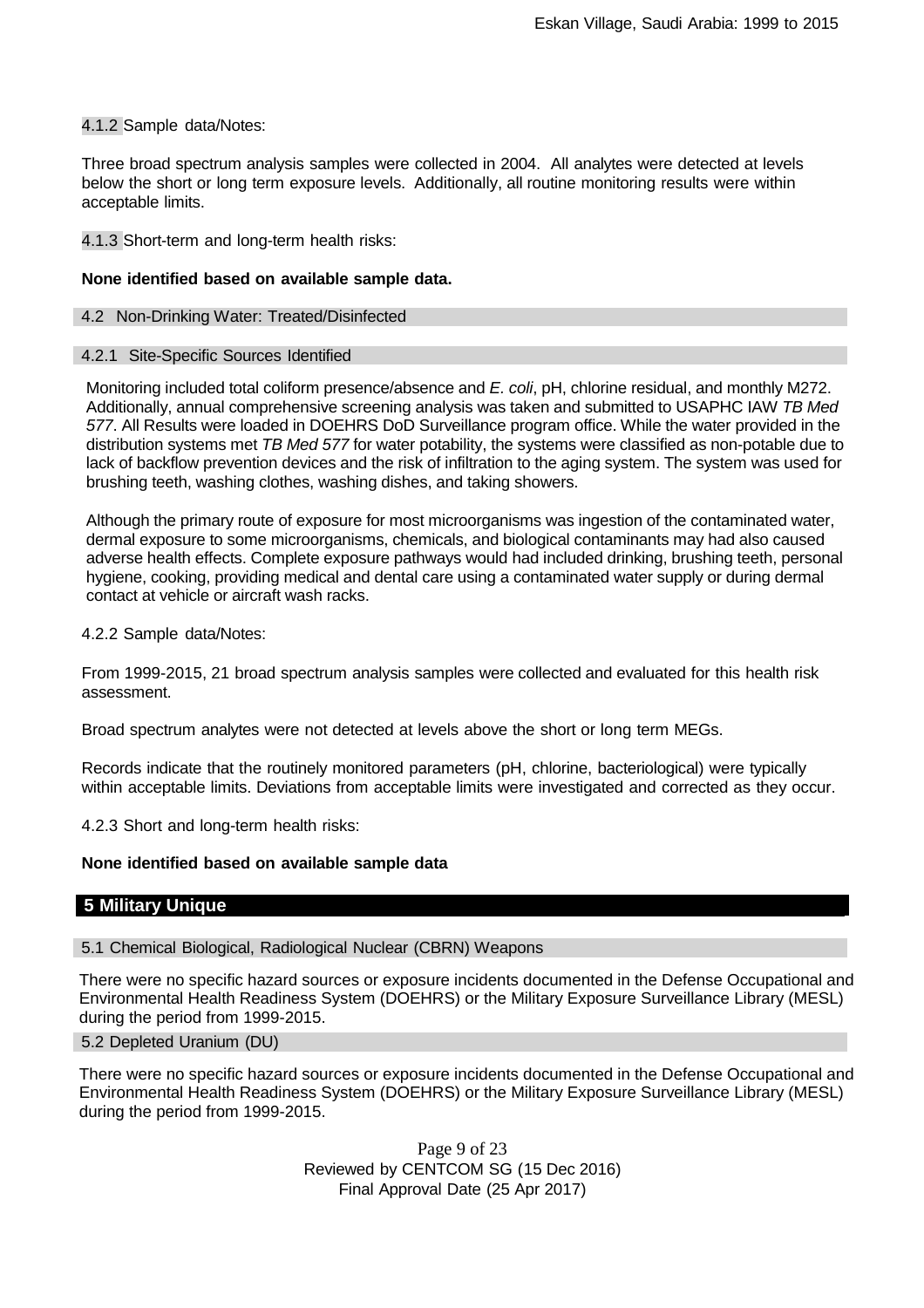#### 4.1.2 Sample data/Notes:

Three broad spectrum analysis samples were collected in 2004. All analytes were detected at levels below the short or long term exposure levels. Additionally, all routine monitoring results were within acceptable limits.

#### 4.1.3 Short-term and long-term health risks:

**None identified based on available sample data.**

### 4.2 Non-Drinking Water: Treated/Disinfected

#### 4.2.1 Site-Specific Sources Identified

Monitoring included total coliform presence/absence and *E. coli*, pH, chlorine residual, and monthly M272. Additionally, annual comprehensive screening analysis was taken and submitted to USAPHC IAW *TB Med 577*. All Results were loaded in DOEHRS DoD Surveillance program office. While the water provided in the distribution systems met *TB Med 577* for water potability, the systems were classified as non-potable due to lack of backflow prevention devices and the risk of infiltration to the aging system. The system was used for brushing teeth, washing clothes, washing dishes, and taking showers.

Although the primary route of exposure for most microorganisms was ingestion of the contaminated water, dermal exposure to some microorganisms, chemicals, and biological contaminants may had also caused adverse health effects. Complete exposure pathways would had included drinking, brushing teeth, personal hygiene, cooking, providing medical and dental care using a contaminated water supply or during dermal contact at vehicle or aircraft wash racks.

#### 4.2.2 Sample data/Notes:

From 1999-2015, 21 broad spectrum analysis samples were collected and evaluated for this health risk assessment.

Broad spectrum analytes were not detected at levels above the short or long term MEGs.

Records indicate that the routinely monitored parameters (pH, chlorine, bacteriological) were typically within acceptable limits. Deviations from acceptable limits were investigated and corrected as they occur.

#### 4.2.3 Short and long-term health risks:

**None identified based on available sample data**

## 5 Military Unique

### 5.1 Chemical Biological, Radiological Nuclear (CBRN) Weapons

There were no specific hazard sources or exposure incidents documented in the Defense Occupational and Environmental Health Readiness System (DOEHRS) or the Military Exposure Surveillance Library (MESL) during the period from 1999-2015.

### 5.2 Depleted Uranium (DU)

There were no specific hazard sources or exposure incidents documented in the Defense Occupational and Environmental Health Readiness System (DOEHRS) or the Military Exposure Surveillance Library (MESL) during the period from 1999-2015.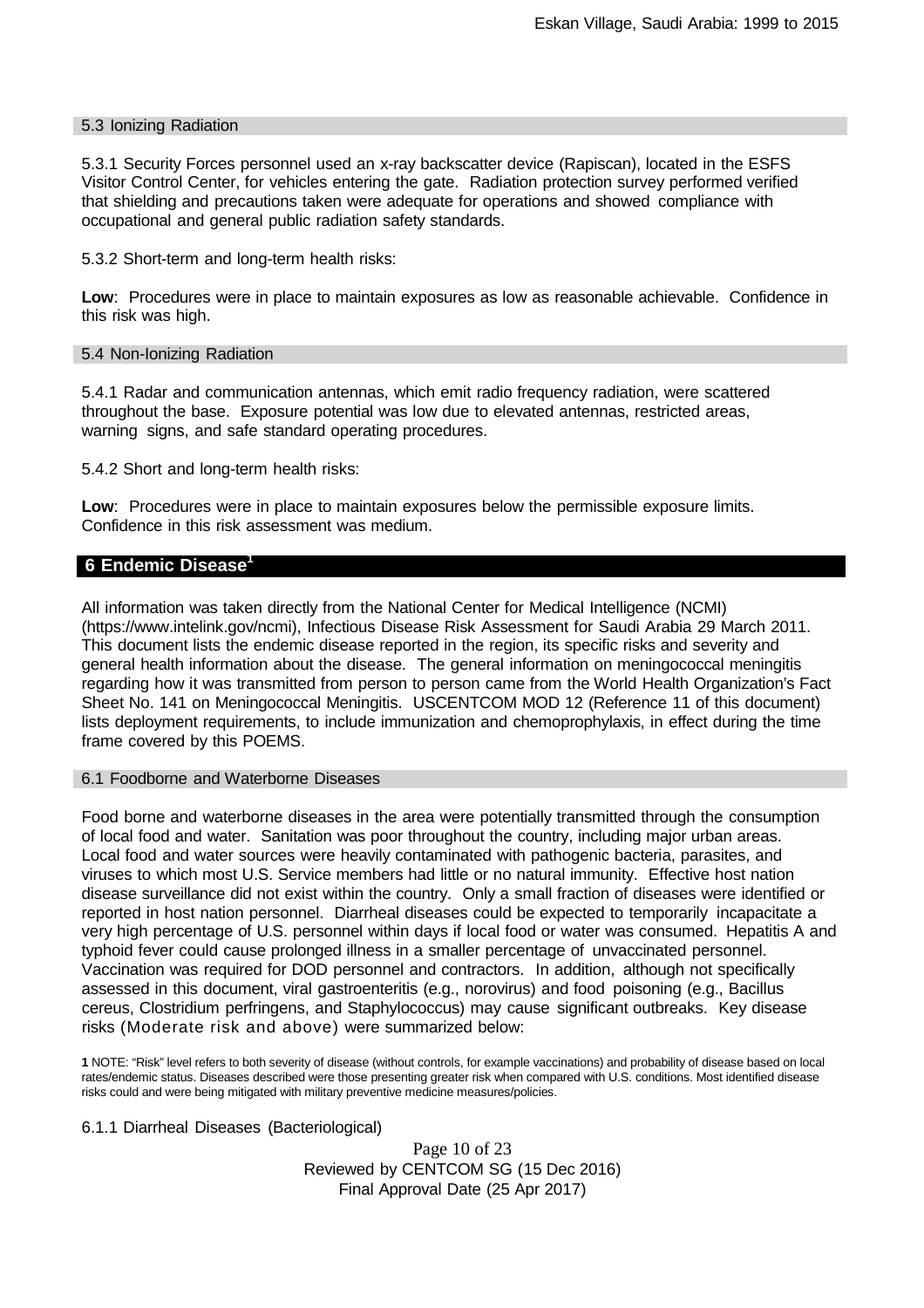### 5.3 Ionizing Radiation

5.3.1 Security Forces personnel used an x-ray backscatter device (Rapiscan), located in the ESFS Visitor Control Center, for vehicles entering the gate. Radiation protection survey performed verified that shielding and precautions taken were adequate for operations and showed compliance with occupational and general public radiation safety standards.

5.3.2 Short-term and long-term health risks:

**Low**: Procedures were in place to maintain exposures as low as reasonable achievable. Confidence in this risk was high.

### 5.4 Non-Ionizing Radiation

5.4.1 Radar and communication antennas, which emit radio frequency radiation, were scattered throughout the base. Exposure potential was low due to elevated antennas, restricted areas, warning signs, and safe standard operating procedures.

5.4.2 Short and long-term health risks:

**Low**: Procedures were in place to maintain exposures below the permissible exposure limits. Confidence in this risk assessment was medium.

## 6 Endemic Disease[1]

All information was taken directly from the National Center for Medical Intelligence (NCMI) (https://www.intelink.gov/ncmi), Infectious Disease Risk Assessment for Saudi Arabia 29 March 2011. This document lists the endemic disease reported in the region, its specific risks and severity and general health information about the disease. The general information on meningococcal meningitis regarding how it was transmitted from person to person came from the World Health Organization's Fact Sheet No. 141 on Meningococcal Meningitis. USCENTCOM MOD 12 (Reference 11 of this document) lists deployment requirements, to include immunization and chemoprophylaxis, in effect during the time frame covered by this POEMS.

### 6.1 Foodborne and Waterborne Diseases

Food borne and waterborne diseases in the area were potentially transmitted through the consumption of local food and water. Sanitation was poor throughout the country, including major urban areas. Local food and water sources were heavily contaminated with pathogenic bacteria, parasites, and viruses to which most U.S. Service members had little or no natural immunity. Effective host nation disease surveillance did not exist within the country. Only a small fraction of diseases were identified or reported in host nation personnel. Diarrheal diseases could be expected to temporarily incapacitate a very high percentage of U.S. personnel within days if local food or water was consumed. Hepatitis A and typhoid fever could cause prolonged illness in a smaller percentage of unvaccinated personnel. Vaccination was required for DOD personnel and contractors. In addition, although not specifically assessed in this document, viral gastroenteritis (e.g., norovirus) and food poisoning (e.g., Bacillus cereus, Clostridium perfringens, and Staphylococcus) may cause significant outbreaks. Key disease risks (Moderate risk and above) were summarized below:

**1** NOTE: "Risk" level refers to both severity of disease (without controls, for example vaccinations) and probability of disease based on local rates/endemic status. Diseases described were those presenting greater risk when compared with U.S. conditions. Most identified disease risks could and were being mitigated with military preventive medicine measures/policies.

6.1.1 Diarrheal Diseases (Bacteriological)

Reviewed by CENTCOM SG (15 Dec 2016)
Final Approval Date (25 Apr 2017)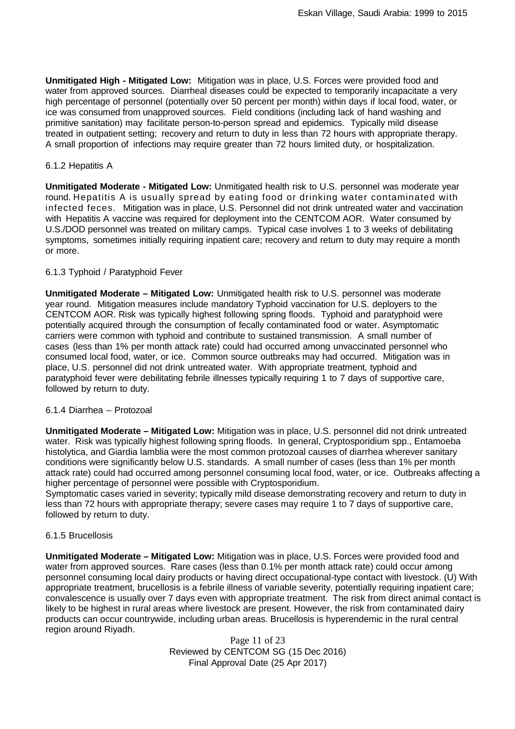**Unmitigated High - Mitigated Low:** Mitigation was in place, U.S. Forces were provided food and water from approved sources. Diarrheal diseases could be expected to temporarily incapacitate a very high percentage of personnel (potentially over 50 percent per month) within days if local food, water, or ice was consumed from unapproved sources. Field conditions (including lack of hand washing and primitive sanitation) may facilitate person-to-person spread and epidemics. Typically mild disease treated in outpatient setting; recovery and return to duty in less than 72 hours with appropriate therapy. A small proportion of infections may require greater than 72 hours limited duty, or hospitalization.

6.1.2 Hepatitis A

**Unmitigated Moderate - Mitigated Low:** Unmitigated health risk to U.S. personnel was moderate year round. Hepatitis A is usually spread by eating food or drinking water contaminated with infected feces. Mitigation was in place, U.S. Personnel did not drink untreated water and vaccination with Hepatitis A vaccine was required for deployment into the CENTCOM AOR. Water consumed by U.S./DOD personnel was treated on military camps. Typical case involves 1 to 3 weeks of debilitating symptoms, sometimes initially requiring inpatient care; recovery and return to duty may require a month or more.

6.1.3 Typhoid / Paratyphoid Fever

**Unmitigated Moderate – Mitigated Low:** Unmitigated health risk to U.S. personnel was moderate year round. Mitigation measures include mandatory Typhoid vaccination for U.S. deployers to the CENTCOM AOR. Risk was typically highest following spring floods. Typhoid and paratyphoid were potentially acquired through the consumption of fecally contaminated food or water. Asymptomatic carriers were common with typhoid and contribute to sustained transmission. A small number of cases (less than 1% per month attack rate) could had occurred among unvaccinated personnel who consumed local food, water, or ice. Common source outbreaks may had occurred. Mitigation was in place, U.S. personnel did not drink untreated water. With appropriate treatment, typhoid and paratyphoid fever were debilitating febrile illnesses typically requiring 1 to 7 days of supportive care, followed by return to duty.

6.1.4 Diarrhea – Protozoal

**Unmitigated Moderate – Mitigated Low:** Mitigation was in place, U.S. personnel did not drink untreated water. Risk was typically highest following spring floods. In general, Cryptosporidium spp., Entamoeba histolytica, and Giardia lamblia were the most common protozoal causes of diarrhea wherever sanitary conditions were significantly below U.S. standards. A small number of cases (less than 1% per month attack rate) could had occurred among personnel consuming local food, water, or ice. Outbreaks affecting a higher percentage of personnel were possible with Cryptosporidium.
Symptomatic cases varied in severity; typically mild disease demonstrating recovery and return to duty in less than 72 hours with appropriate therapy; severe cases may require 1 to 7 days of supportive care, followed by return to duty.

6.1.5 Brucellosis

**Unmitigated Moderate – Mitigated Low:** Mitigation was in place, U.S. Forces were provided food and water from approved sources. Rare cases (less than 0.1% per month attack rate) could occur among personnel consuming local dairy products or having direct occupational-type contact with livestock. (U) With appropriate treatment, brucellosis is a febrile illness of variable severity, potentially requiring inpatient care; convalescence is usually over 7 days even with appropriate treatment. The risk from direct animal contact is likely to be highest in rural areas where livestock are present. However, the risk from contaminated dairy products can occur countrywide, including urban areas. Brucellosis is hyperendemic in the rural central region around Riyadh.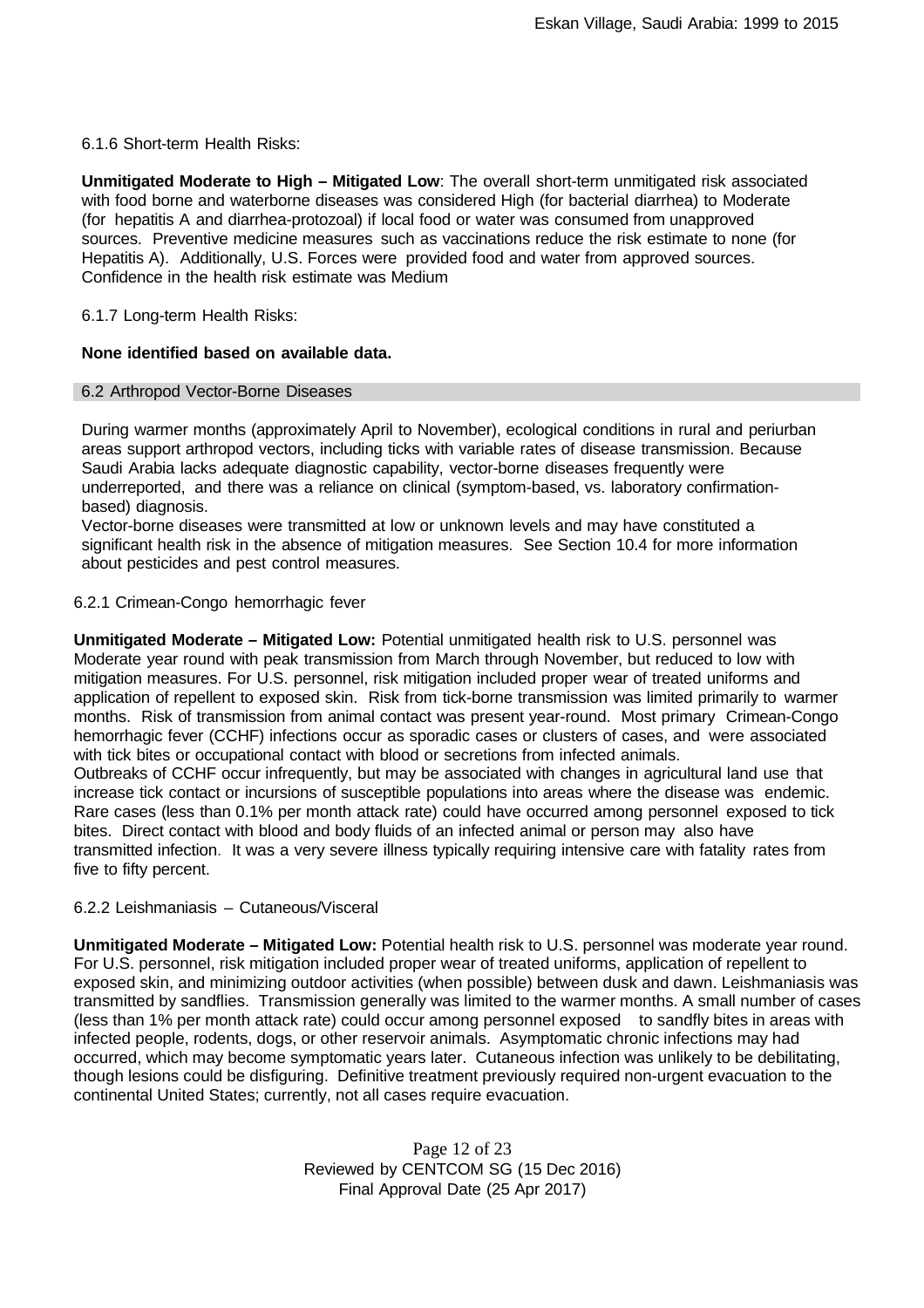6.1.6 Short-term Health Risks:

**Unmitigated Moderate to High – Mitigated Low**: The overall short-term unmitigated risk associated with food borne and waterborne diseases was considered High (for bacterial diarrhea) to Moderate (for hepatitis A and diarrhea-protozoal) if local food or water was consumed from unapproved sources. Preventive medicine measures such as vaccinations reduce the risk estimate to none (for Hepatitis A). Additionally, U.S. Forces were provided food and water from approved sources. Confidence in the health risk estimate was Medium

6.1.7 Long-term Health Risks:

**None identified based on available data.**

## 6.2 Arthropod Vector-Borne Diseases

During warmer months (approximately April to November), ecological conditions in rural and periurban areas support arthropod vectors, including ticks with variable rates of disease transmission. Because Saudi Arabia lacks adequate diagnostic capability, vector-borne diseases frequently were underreported, and there was a reliance on clinical (symptom-based, vs. laboratory confirmation-based) diagnosis.

Vector-borne diseases were transmitted at low or unknown levels and may have constituted a significant health risk in the absence of mitigation measures. See Section 10.4 for more information about pesticides and pest control measures.

### 6.2.1 Crimean-Congo hemorrhagic fever

**Unmitigated Moderate – Mitigated Low:** Potential unmitigated health risk to U.S. personnel was Moderate year round with peak transmission from March through November, but reduced to low with mitigation measures. For U.S. personnel, risk mitigation included proper wear of treated uniforms and application of repellent to exposed skin. Risk from tick-borne transmission was limited primarily to warmer months. Risk of transmission from animal contact was present year-round. Most primary Crimean-Congo hemorrhagic fever (CCHF) infections occur as sporadic cases or clusters of cases, and were associated with tick bites or occupational contact with blood or secretions from infected animals.

Outbreaks of CCHF occur infrequently, but may be associated with changes in agricultural land use that increase tick contact or incursions of susceptible populations into areas where the disease was endemic. Rare cases (less than 0.1% per month attack rate) could have occurred among personnel exposed to tick bites. Direct contact with blood and body fluids of an infected animal or person may also have transmitted infection. It was a very severe illness typically requiring intensive care with fatality rates from five to fifty percent.

### 6.2.2 Leishmaniasis – Cutaneous/Visceral

**Unmitigated Moderate – Mitigated Low:** Potential health risk to U.S. personnel was moderate year round. For U.S. personnel, risk mitigation included proper wear of treated uniforms, application of repellent to exposed skin, and minimizing outdoor activities (when possible) between dusk and dawn. Leishmaniasis was transmitted by sandflies. Transmission generally was limited to the warmer months. A small number of cases (less than 1% per month attack rate) could occur among personnel exposed to sandfly bites in areas with infected people, rodents, dogs, or other reservoir animals. Asymptomatic chronic infections may had occurred, which may become symptomatic years later. Cutaneous infection was unlikely to be debilitating, though lesions could be disfiguring. Definitive treatment previously required non-urgent evacuation to the continental United States; currently, not all cases require evacuation.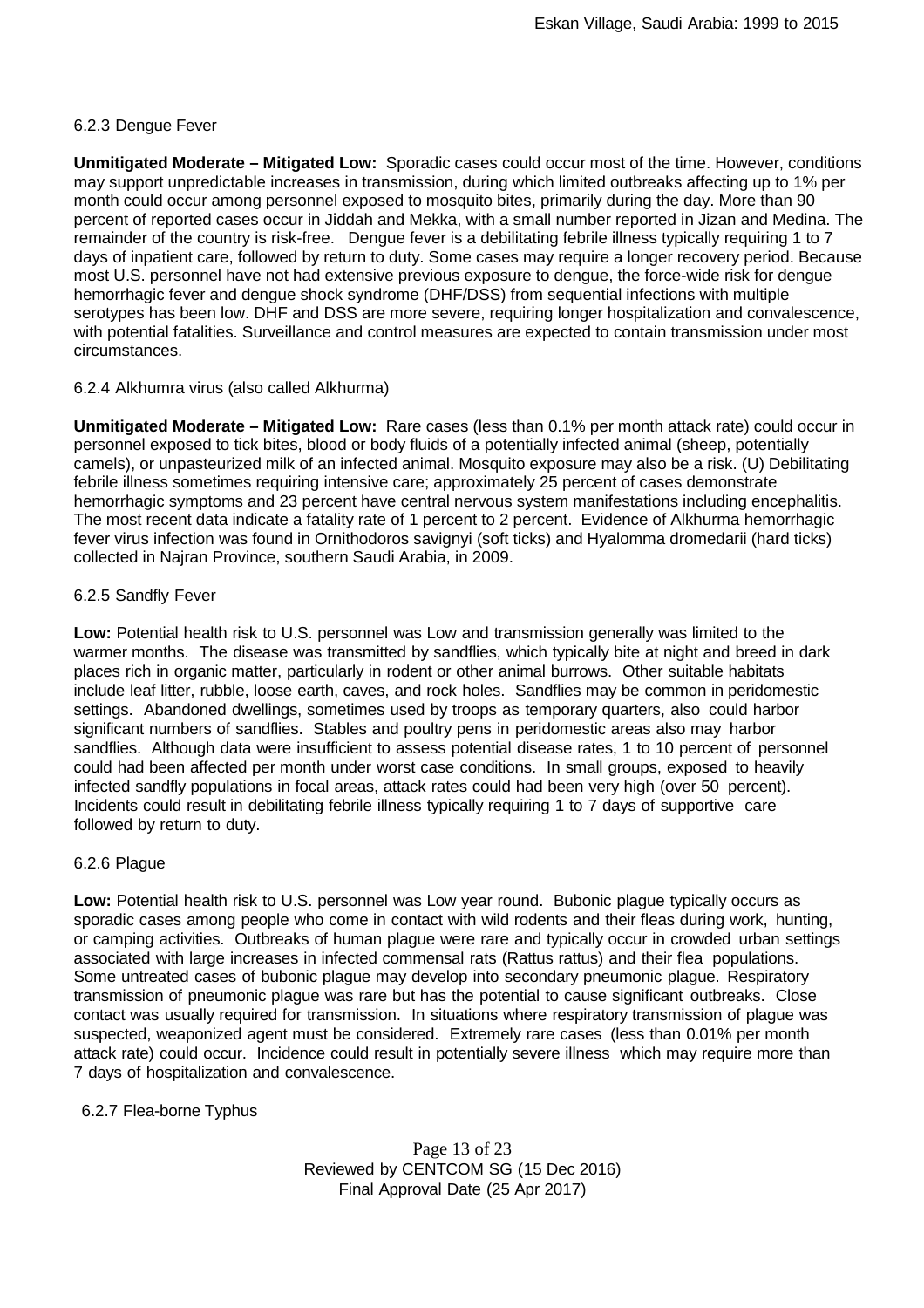#### 6.2.3 Dengue Fever

**Unmitigated Moderate – Mitigated Low:** Sporadic cases could occur most of the time. However, conditions may support unpredictable increases in transmission, during which limited outbreaks affecting up to 1% per month could occur among personnel exposed to mosquito bites, primarily during the day. More than 90 percent of reported cases occur in Jiddah and Mekka, with a small number reported in Jizan and Medina. The remainder of the country is risk-free. Dengue fever is a debilitating febrile illness typically requiring 1 to 7 days of inpatient care, followed by return to duty. Some cases may require a longer recovery period. Because most U.S. personnel have not had extensive previous exposure to dengue, the force-wide risk for dengue hemorrhagic fever and dengue shock syndrome (DHF/DSS) from sequential infections with multiple serotypes has been low. DHF and DSS are more severe, requiring longer hospitalization and convalescence, with potential fatalities. Surveillance and control measures are expected to contain transmission under most circumstances.

#### 6.2.4 Alkhumra virus (also called Alkhurma)

**Unmitigated Moderate – Mitigated Low:** Rare cases (less than 0.1% per month attack rate) could occur in personnel exposed to tick bites, blood or body fluids of a potentially infected animal (sheep, potentially camels), or unpasteurized milk of an infected animal. Mosquito exposure may also be a risk. (U) Debilitating febrile illness sometimes requiring intensive care; approximately 25 percent of cases demonstrate hemorrhagic symptoms and 23 percent have central nervous system manifestations including encephalitis. The most recent data indicate a fatality rate of 1 percent to 2 percent. Evidence of Alkhurma hemorrhagic fever virus infection was found in Ornithodoros savignyi (soft ticks) and Hyalomma dromedarii (hard ticks) collected in Najran Province, southern Saudi Arabia, in 2009.

#### 6.2.5 Sandfly Fever

**Low:** Potential health risk to U.S. personnel was Low and transmission generally was limited to the warmer months. The disease was transmitted by sandflies, which typically bite at night and breed in dark places rich in organic matter, particularly in rodent or other animal burrows. Other suitable habitats include leaf litter, rubble, loose earth, caves, and rock holes. Sandflies may be common in peridomestic settings. Abandoned dwellings, sometimes used by troops as temporary quarters, also could harbor significant numbers of sandflies. Stables and poultry pens in peridomestic areas also may harbor sandflies. Although data were insufficient to assess potential disease rates, 1 to 10 percent of personnel could had been affected per month under worst case conditions. In small groups, exposed to heavily infected sandfly populations in focal areas, attack rates could had been very high (over 50 percent). Incidents could result in debilitating febrile illness typically requiring 1 to 7 days of supportive care followed by return to duty.

#### 6.2.6 Plague

**Low:** Potential health risk to U.S. personnel was Low year round. Bubonic plague typically occurs as sporadic cases among people who come in contact with wild rodents and their fleas during work, hunting, or camping activities. Outbreaks of human plague were rare and typically occur in crowded urban settings associated with large increases in infected commensal rats (Rattus rattus) and their flea populations. Some untreated cases of bubonic plague may develop into secondary pneumonic plague. Respiratory transmission of pneumonic plague was rare but has the potential to cause significant outbreaks. Close contact was usually required for transmission. In situations where respiratory transmission of plague was suspected, weaponized agent must be considered. Extremely rare cases (less than 0.01% per month attack rate) could occur. Incidence could result in potentially severe illness which may require more than 7 days of hospitalization and convalescence.

#### 6.2.7 Flea-borne Typhus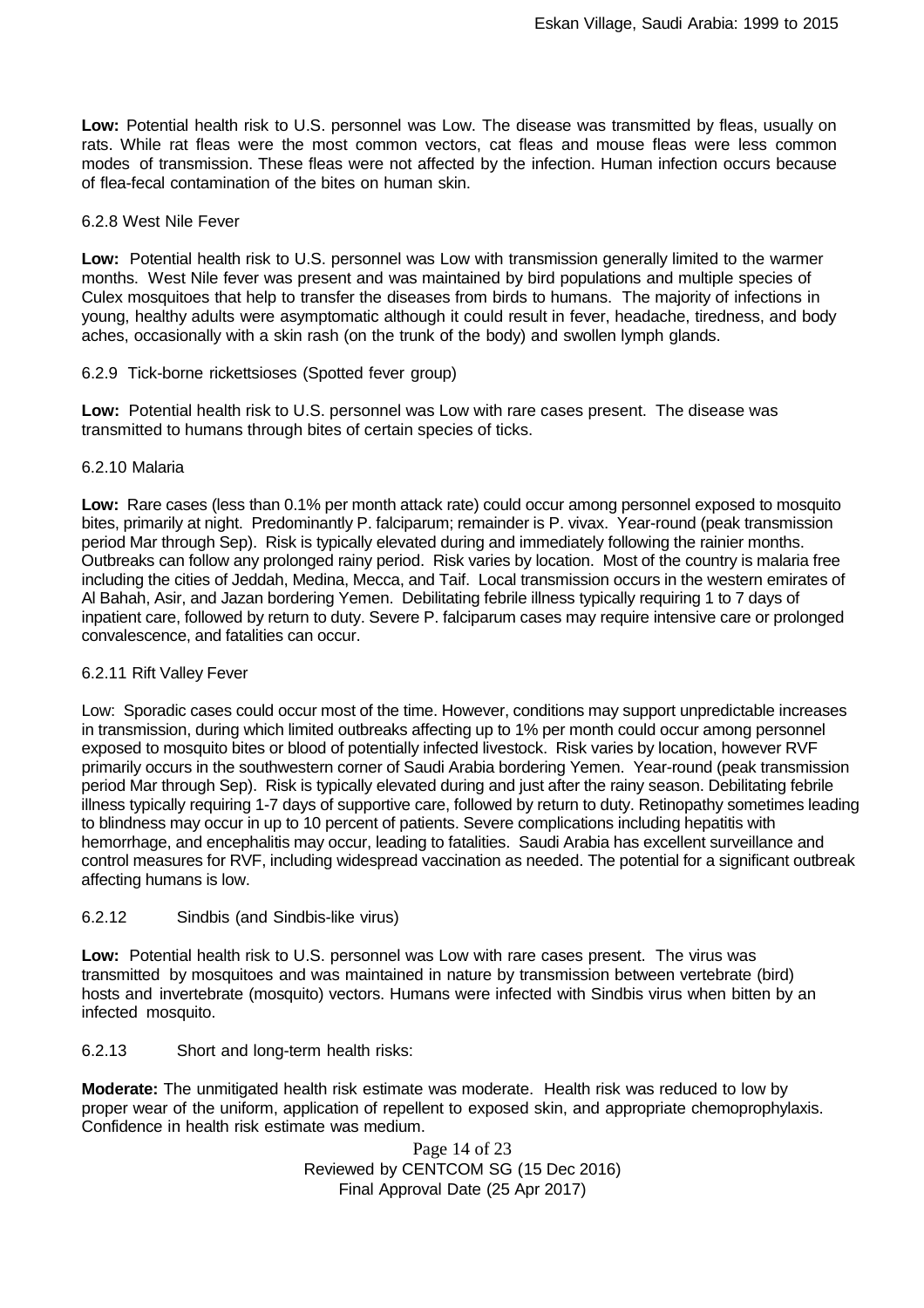**Low:** Potential health risk to U.S. personnel was Low. The disease was transmitted by fleas, usually on rats. While rat fleas were the most common vectors, cat fleas and mouse fleas were less common modes of transmission. These fleas were not affected by the infection. Human infection occurs because of flea-fecal contamination of the bites on human skin.

6.2.8 West Nile Fever

**Low:** Potential health risk to U.S. personnel was Low with transmission generally limited to the warmer months. West Nile fever was present and was maintained by bird populations and multiple species of Culex mosquitoes that help to transfer the diseases from birds to humans. The majority of infections in young, healthy adults were asymptomatic although it could result in fever, headache, tiredness, and body aches, occasionally with a skin rash (on the trunk of the body) and swollen lymph glands.

6.2.9 Tick-borne rickettsioses (Spotted fever group)

**Low:** Potential health risk to U.S. personnel was Low with rare cases present. The disease was transmitted to humans through bites of certain species of ticks.

6.2.10 Malaria

**Low:** Rare cases (less than 0.1% per month attack rate) could occur among personnel exposed to mosquito bites, primarily at night. Predominantly P. falciparum; remainder is P. vivax. Year-round (peak transmission period Mar through Sep). Risk is typically elevated during and immediately following the rainier months. Outbreaks can follow any prolonged rainy period. Risk varies by location. Most of the country is malaria free including the cities of Jeddah, Medina, Mecca, and Taif. Local transmission occurs in the western emirates of Al Bahah, Asir, and Jazan bordering Yemen. Debilitating febrile illness typically requiring 1 to 7 days of inpatient care, followed by return to duty. Severe P. falciparum cases may require intensive care or prolonged convalescence, and fatalities can occur.

6.2.11 Rift Valley Fever

Low: Sporadic cases could occur most of the time. However, conditions may support unpredictable increases in transmission, during which limited outbreaks affecting up to 1% per month could occur among personnel exposed to mosquito bites or blood of potentially infected livestock. Risk varies by location, however RVF primarily occurs in the southwestern corner of Saudi Arabia bordering Yemen. Year-round (peak transmission period Mar through Sep). Risk is typically elevated during and just after the rainy season. Debilitating febrile illness typically requiring 1-7 days of supportive care, followed by return to duty. Retinopathy sometimes leading to blindness may occur in up to 10 percent of patients. Severe complications including hepatitis with hemorrhage, and encephalitis may occur, leading to fatalities. Saudi Arabia has excellent surveillance and control measures for RVF, including widespread vaccination as needed. The potential for a significant outbreak affecting humans is low.

6.2.12 Sindbis (and Sindbis-like virus)

**Low:** Potential health risk to U.S. personnel was Low with rare cases present. The virus was transmitted by mosquitoes and was maintained in nature by transmission between vertebrate (bird) hosts and invertebrate (mosquito) vectors. Humans were infected with Sindbis virus when bitten by an infected mosquito.

6.2.13 Short and long-term health risks:

**Moderate:** The unmitigated health risk estimate was moderate. Health risk was reduced to low by proper wear of the uniform, application of repellent to exposed skin, and appropriate chemoprophylaxis. Confidence in health risk estimate was medium.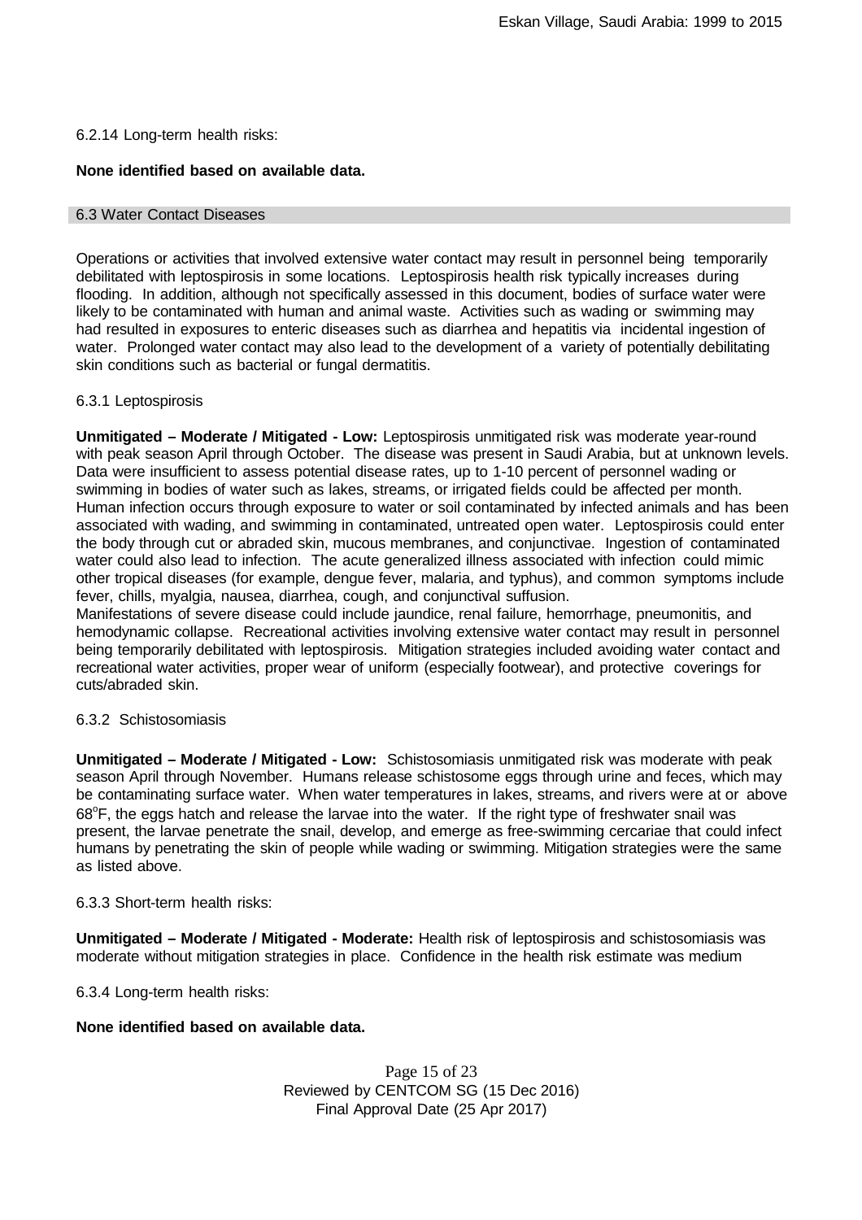6.2.14 Long-term health risks:

**None identified based on available data.**

### 6.3 Water Contact Diseases

Operations or activities that involved extensive water contact may result in personnel being temporarily debilitated with leptospirosis in some locations. Leptospirosis health risk typically increases during flooding. In addition, although not specifically assessed in this document, bodies of surface water were likely to be contaminated with human and animal waste. Activities such as wading or swimming may had resulted in exposures to enteric diseases such as diarrhea and hepatitis via incidental ingestion of water. Prolonged water contact may also lead to the development of a variety of potentially debilitating skin conditions such as bacterial or fungal dermatitis.

6.3.1 Leptospirosis

**Unmitigated – Moderate / Mitigated - Low:** Leptospirosis unmitigated risk was moderate year-round with peak season April through October. The disease was present in Saudi Arabia, but at unknown levels. Data were insufficient to assess potential disease rates, up to 1-10 percent of personnel wading or swimming in bodies of water such as lakes, streams, or irrigated fields could be affected per month. Human infection occurs through exposure to water or soil contaminated by infected animals and has been associated with wading, and swimming in contaminated, untreated open water. Leptospirosis could enter the body through cut or abraded skin, mucous membranes, and conjunctivae. Ingestion of contaminated water could also lead to infection. The acute generalized illness associated with infection could mimic other tropical diseases (for example, dengue fever, malaria, and typhus), and common symptoms include fever, chills, myalgia, nausea, diarrhea, cough, and conjunctival suffusion.
Manifestations of severe disease could include jaundice, renal failure, hemorrhage, pneumonitis, and hemodynamic collapse. Recreational activities involving extensive water contact may result in personnel being temporarily debilitated with leptospirosis. Mitigation strategies included avoiding water contact and recreational water activities, proper wear of uniform (especially footwear), and protective coverings for cuts/abraded skin.

6.3.2 Schistosomiasis

**Unmitigated – Moderate / Mitigated - Low:** Schistosomiasis unmitigated risk was moderate with peak season April through November. Humans release schistosome eggs through urine and feces, which may be contaminating surface water. When water temperatures in lakes, streams, and rivers were at or above 68°F, the eggs hatch and release the larvae into the water. If the right type of freshwater snail was present, the larvae penetrate the snail, develop, and emerge as free-swimming cercariae that could infect humans by penetrating the skin of people while wading or swimming. Mitigation strategies were the same as listed above.

6.3.3 Short-term health risks:

**Unmitigated – Moderate / Mitigated - Moderate:** Health risk of leptospirosis and schistosomiasis was moderate without mitigation strategies in place. Confidence in the health risk estimate was medium

6.3.4 Long-term health risks:

**None identified based on available data.**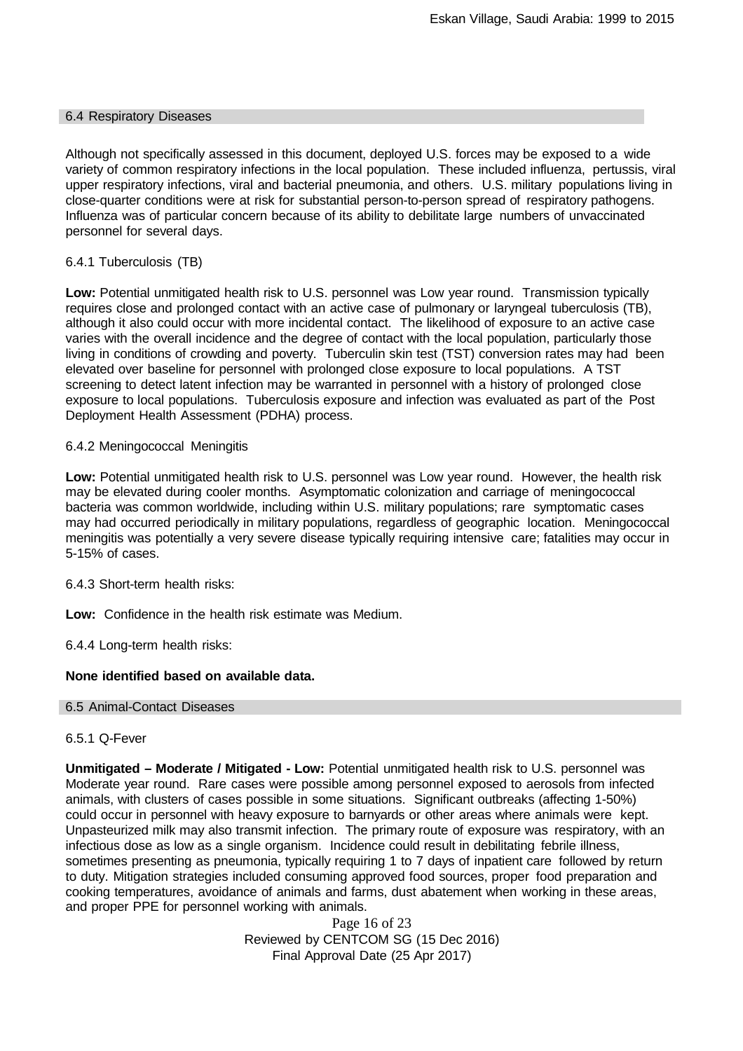## 6.4 Respiratory Diseases

Although not specifically assessed in this document, deployed U.S. forces may be exposed to a wide variety of common respiratory infections in the local population. These included influenza, pertussis, viral upper respiratory infections, viral and bacterial pneumonia, and others. U.S. military populations living in close-quarter conditions were at risk for substantial person-to-person spread of respiratory pathogens. Influenza was of particular concern because of its ability to debilitate large numbers of unvaccinated personnel for several days.

### 6.4.1 Tuberculosis (TB)

**Low:** Potential unmitigated health risk to U.S. personnel was Low year round. Transmission typically requires close and prolonged contact with an active case of pulmonary or laryngeal tuberculosis (TB), although it also could occur with more incidental contact. The likelihood of exposure to an active case varies with the overall incidence and the degree of contact with the local population, particularly those living in conditions of crowding and poverty. Tuberculin skin test (TST) conversion rates may had been elevated over baseline for personnel with prolonged close exposure to local populations. A TST screening to detect latent infection may be warranted in personnel with a history of prolonged close exposure to local populations. Tuberculosis exposure and infection was evaluated as part of the Post Deployment Health Assessment (PDHA) process.

### 6.4.2 Meningococcal Meningitis

**Low:** Potential unmitigated health risk to U.S. personnel was Low year round. However, the health risk may be elevated during cooler months. Asymptomatic colonization and carriage of meningococcal bacteria was common worldwide, including within U.S. military populations; rare symptomatic cases may had occurred periodically in military populations, regardless of geographic location. Meningococcal meningitis was potentially a very severe disease typically requiring intensive care; fatalities may occur in 5-15% of cases.

### 6.4.3 Short-term health risks:

**Low:** Confidence in the health risk estimate was Medium.

### 6.4.4 Long-term health risks:

**None identified based on available data.**

## 6.5 Animal-Contact Diseases

### 6.5.1 Q-Fever

**Unmitigated – Moderate / Mitigated - Low:** Potential unmitigated health risk to U.S. personnel was Moderate year round. Rare cases were possible among personnel exposed to aerosols from infected animals, with clusters of cases possible in some situations. Significant outbreaks (affecting 1-50%) could occur in personnel with heavy exposure to barnyards or other areas where animals were kept. Unpasteurized milk may also transmit infection. The primary route of exposure was respiratory, with an infectious dose as low as a single organism. Incidence could result in debilitating febrile illness, sometimes presenting as pneumonia, typically requiring 1 to 7 days of inpatient care followed by return to duty. Mitigation strategies included consuming approved food sources, proper food preparation and cooking temperatures, avoidance of animals and farms, dust abatement when working in these areas, and proper PPE for personnel working with animals.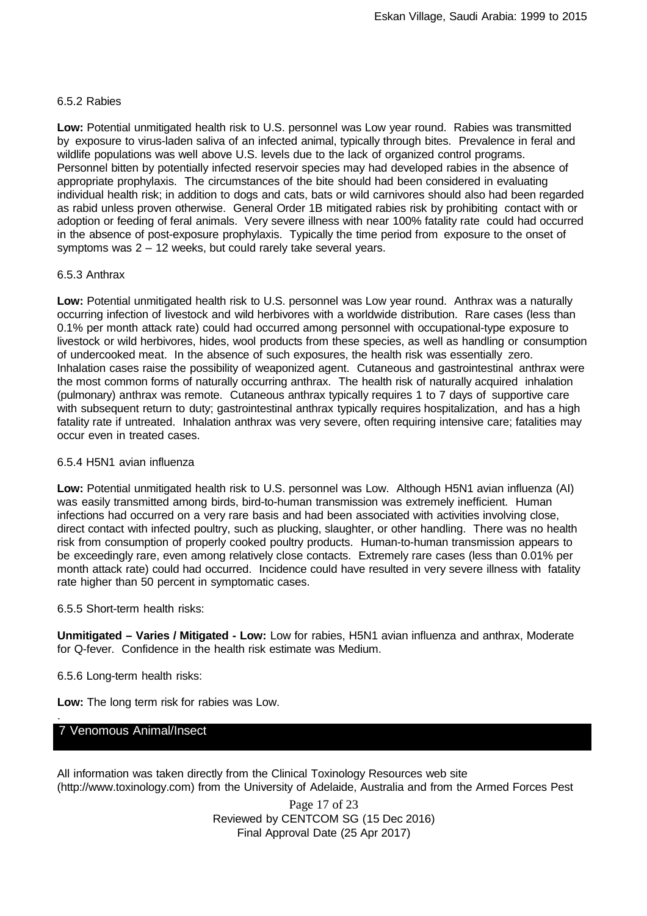### 6.5.2 Rabies

**Low:** Potential unmitigated health risk to U.S. personnel was Low year round. Rabies was transmitted by exposure to virus-laden saliva of an infected animal, typically through bites. Prevalence in feral and wildlife populations was well above U.S. levels due to the lack of organized control programs. Personnel bitten by potentially infected reservoir species may had developed rabies in the absence of appropriate prophylaxis. The circumstances of the bite should had been considered in evaluating individual health risk; in addition to dogs and cats, bats or wild carnivores should also had been regarded as rabid unless proven otherwise. General Order 1B mitigated rabies risk by prohibiting contact with or adoption or feeding of feral animals. Very severe illness with near 100% fatality rate could had occurred in the absence of post-exposure prophylaxis. Typically the time period from exposure to the onset of symptoms was 2 – 12 weeks, but could rarely take several years.

### 6.5.3 Anthrax

**Low:** Potential unmitigated health risk to U.S. personnel was Low year round. Anthrax was a naturally occurring infection of livestock and wild herbivores with a worldwide distribution. Rare cases (less than 0.1% per month attack rate) could had occurred among personnel with occupational-type exposure to livestock or wild herbivores, hides, wool products from these species, as well as handling or consumption of undercooked meat. In the absence of such exposures, the health risk was essentially zero. Inhalation cases raise the possibility of weaponized agent. Cutaneous and gastrointestinal anthrax were the most common forms of naturally occurring anthrax. The health risk of naturally acquired inhalation (pulmonary) anthrax was remote. Cutaneous anthrax typically requires 1 to 7 days of supportive care with subsequent return to duty; gastrointestinal anthrax typically requires hospitalization, and has a high fatality rate if untreated. Inhalation anthrax was very severe, often requiring intensive care; fatalities may occur even in treated cases.

### 6.5.4 H5N1 avian influenza

**Low:** Potential unmitigated health risk to U.S. personnel was Low. Although H5N1 avian influenza (AI) was easily transmitted among birds, bird-to-human transmission was extremely inefficient. Human infections had occurred on a very rare basis and had been associated with activities involving close, direct contact with infected poultry, such as plucking, slaughter, or other handling. There was no health risk from consumption of properly cooked poultry products. Human-to-human transmission appears to be exceedingly rare, even among relatively close contacts. Extremely rare cases (less than 0.01% per month attack rate) could had occurred. Incidence could have resulted in very severe illness with fatality rate higher than 50 percent in symptomatic cases.

### 6.5.5 Short-term health risks:

**Unmitigated – Varies / Mitigated - Low:** Low for rabies, H5N1 avian influenza and anthrax, Moderate for Q-fever. Confidence in the health risk estimate was Medium.

### 6.5.6 Long-term health risks:

**Low:** The long term risk for rabies was Low.

## 7 Venomous Animal/Insect

All information was taken directly from the Clinical Toxinology Resources web site (http://www.toxinology.com) from the University of Adelaide, Australia and from the Armed Forces Pest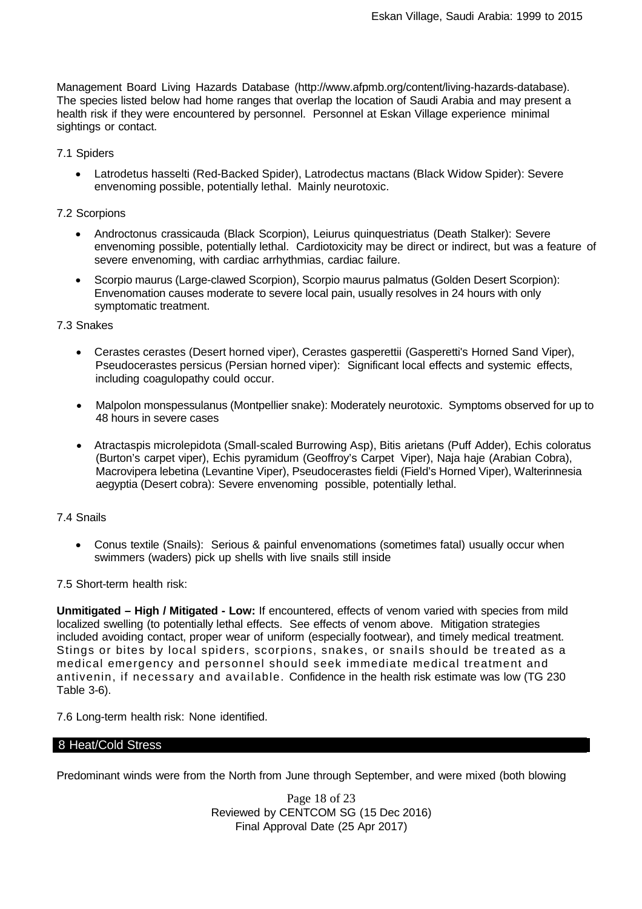Management Board Living Hazards Database (http://www.afpmb.org/content/living-hazards-database). The species listed below had home ranges that overlap the location of Saudi Arabia and may present a health risk if they were encountered by personnel. Personnel at Eskan Village experience minimal sightings or contact.

7.1 Spiders

- Latrodetus hasselti (Red-Backed Spider), Latrodectus mactans (Black Widow Spider): Severe envenoming possible, potentially lethal. Mainly neurotoxic.

7.2 Scorpions

- Androctonus crassicauda (Black Scorpion), Leiurus quinquestriatus (Death Stalker): Severe envenoming possible, potentially lethal. Cardiotoxicity may be direct or indirect, but was a feature of severe envenoming, with cardiac arrhythmias, cardiac failure.
- Scorpio maurus (Large-clawed Scorpion), Scorpio maurus palmatus (Golden Desert Scorpion): Envenomation causes moderate to severe local pain, usually resolves in 24 hours with only symptomatic treatment.

7.3 Snakes

- Cerastes cerastes (Desert horned viper), Cerastes gasperettii (Gasperetti's Horned Sand Viper), Pseudocerastes persicus (Persian horned viper): Significant local effects and systemic effects, including coagulopathy could occur.
- Malpolon monspessulanus (Montpellier snake): Moderately neurotoxic. Symptoms observed for up to 48 hours in severe cases
- Atractaspis microlepidota (Small-scaled Burrowing Asp), Bitis arietans (Puff Adder), Echis coloratus (Burton's carpet viper), Echis pyramidum (Geoffroy's Carpet Viper), Naja haje (Arabian Cobra), Macrovipera lebetina (Levantine Viper), Pseudocerastes fieldi (Field's Horned Viper), Walterinnesia aegyptia (Desert cobra): Severe envenoming possible, potentially lethal.

7.4 Snails

- Conus textile (Snails): Serious & painful envenomations (sometimes fatal) usually occur when swimmers (waders) pick up shells with live snails still inside

7.5 Short-term health risk:

**Unmitigated – High / Mitigated - Low:** If encountered, effects of venom varied with species from mild localized swelling (to potentially lethal effects. See effects of venom above. Mitigation strategies included avoiding contact, proper wear of uniform (especially footwear), and timely medical treatment. Stings or bites by local spiders, scorpions, snakes, or snails should be treated as a medical emergency and personnel should seek immediate medical treatment and antivenin, if necessary and available. Confidence in the health risk estimate was low (TG 230 Table 3-6).

7.6 Long-term health risk: None identified.

## 8 Heat/Cold Stress

Predominant winds were from the North from June through September, and were mixed (both blowing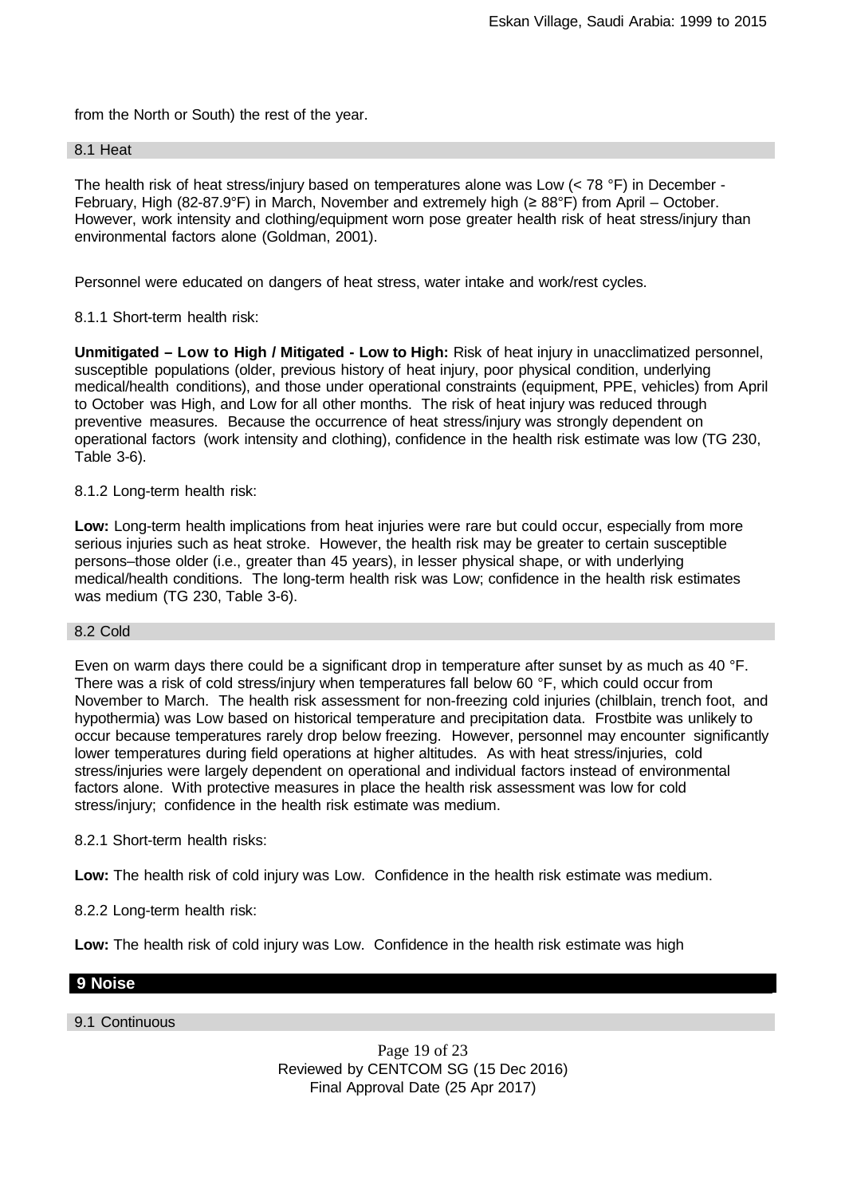from the North or South) the rest of the year.

### 8.1 Heat

The health risk of heat stress/injury based on temperatures alone was Low (< 78 °F) in December - February, High (82-87.9°F) in March, November and extremely high (≥ 88°F) from April – October. However, work intensity and clothing/equipment worn pose greater health risk of heat stress/injury than environmental factors alone (Goldman, 2001).

Personnel were educated on dangers of heat stress, water intake and work/rest cycles.

8.1.1 Short-term health risk:

**Unmitigated – Low to High / Mitigated - Low to High:** Risk of heat injury in unacclimatized personnel, susceptible populations (older, previous history of heat injury, poor physical condition, underlying medical/health conditions), and those under operational constraints (equipment, PPE, vehicles) from April to October was High, and Low for all other months. The risk of heat injury was reduced through preventive measures. Because the occurrence of heat stress/injury was strongly dependent on operational factors (work intensity and clothing), confidence in the health risk estimate was low (TG 230, Table 3-6).

8.1.2 Long-term health risk:

**Low:** Long-term health implications from heat injuries were rare but could occur, especially from more serious injuries such as heat stroke. However, the health risk may be greater to certain susceptible persons–those older (i.e., greater than 45 years), in lesser physical shape, or with underlying medical/health conditions. The long-term health risk was Low; confidence in the health risk estimates was medium (TG 230, Table 3-6).

### 8.2 Cold

Even on warm days there could be a significant drop in temperature after sunset by as much as 40 °F. There was a risk of cold stress/injury when temperatures fall below 60 °F, which could occur from November to March. The health risk assessment for non-freezing cold injuries (chilblain, trench foot, and hypothermia) was Low based on historical temperature and precipitation data. Frostbite was unlikely to occur because temperatures rarely drop below freezing. However, personnel may encounter significantly lower temperatures during field operations at higher altitudes. As with heat stress/injuries, cold stress/injuries were largely dependent on operational and individual factors instead of environmental factors alone. With protective measures in place the health risk assessment was low for cold stress/injury; confidence in the health risk estimate was medium.

8.2.1 Short-term health risks:

**Low:** The health risk of cold injury was Low. Confidence in the health risk estimate was medium.

8.2.2 Long-term health risk:

**Low:** The health risk of cold injury was Low. Confidence in the health risk estimate was high

## 9 Noise

### 9.1 Continuous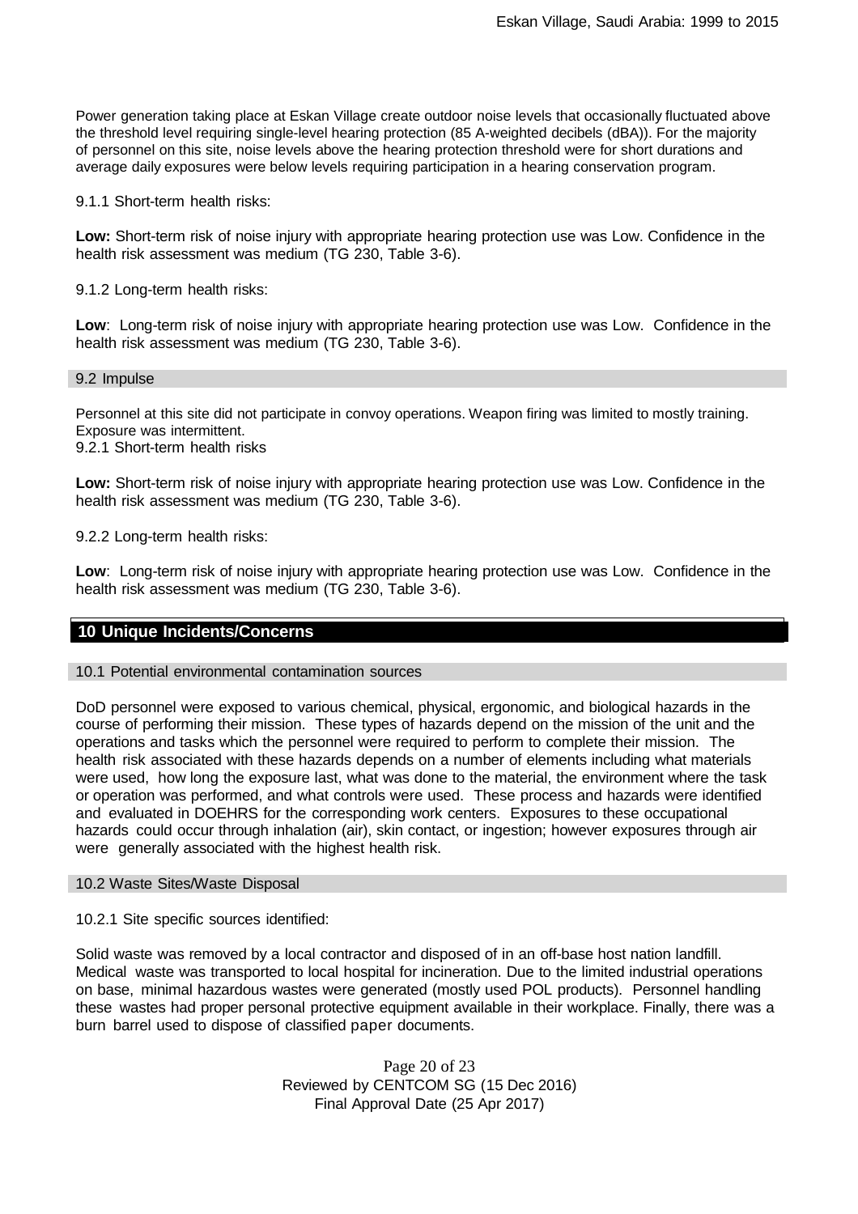Power generation taking place at Eskan Village create outdoor noise levels that occasionally fluctuated above the threshold level requiring single-level hearing protection (85 A-weighted decibels (dBA)). For the majority of personnel on this site, noise levels above the hearing protection threshold were for short durations and average daily exposures were below levels requiring participation in a hearing conservation program.

9.1.1 Short-term health risks:

**Low:** Short-term risk of noise injury with appropriate hearing protection use was Low. Confidence in the health risk assessment was medium (TG 230, Table 3-6).

9.1.2 Long-term health risks:

**Low**: Long-term risk of noise injury with appropriate hearing protection use was Low. Confidence in the health risk assessment was medium (TG 230, Table 3-6).

### 9.2 Impulse

Personnel at this site did not participate in convoy operations. Weapon firing was limited to mostly training. Exposure was intermittent.

9.2.1 Short-term health risks

**Low:** Short-term risk of noise injury with appropriate hearing protection use was Low. Confidence in the health risk assessment was medium (TG 230, Table 3-6).

9.2.2 Long-term health risks:

**Low**: Long-term risk of noise injury with appropriate hearing protection use was Low. Confidence in the health risk assessment was medium (TG 230, Table 3-6).

## 10 Unique Incidents/Concerns

### 10.1 Potential environmental contamination sources

DoD personnel were exposed to various chemical, physical, ergonomic, and biological hazards in the course of performing their mission. These types of hazards depend on the mission of the unit and the operations and tasks which the personnel were required to perform to complete their mission. The health risk associated with these hazards depends on a number of elements including what materials were used, how long the exposure last, what was done to the material, the environment where the task or operation was performed, and what controls were used. These process and hazards were identified and evaluated in DOEHRS for the corresponding work centers. Exposures to these occupational hazards could occur through inhalation (air), skin contact, or ingestion; however exposures through air were generally associated with the highest health risk.

### 10.2 Waste Sites/Waste Disposal

10.2.1 Site specific sources identified:

Solid waste was removed by a local contractor and disposed of in an off-base host nation landfill. Medical waste was transported to local hospital for incineration. Due to the limited industrial operations on base, minimal hazardous wastes were generated (mostly used POL products). Personnel handling these wastes had proper personal protective equipment available in their workplace. Finally, there was a burn barrel used to dispose of classified paper documents.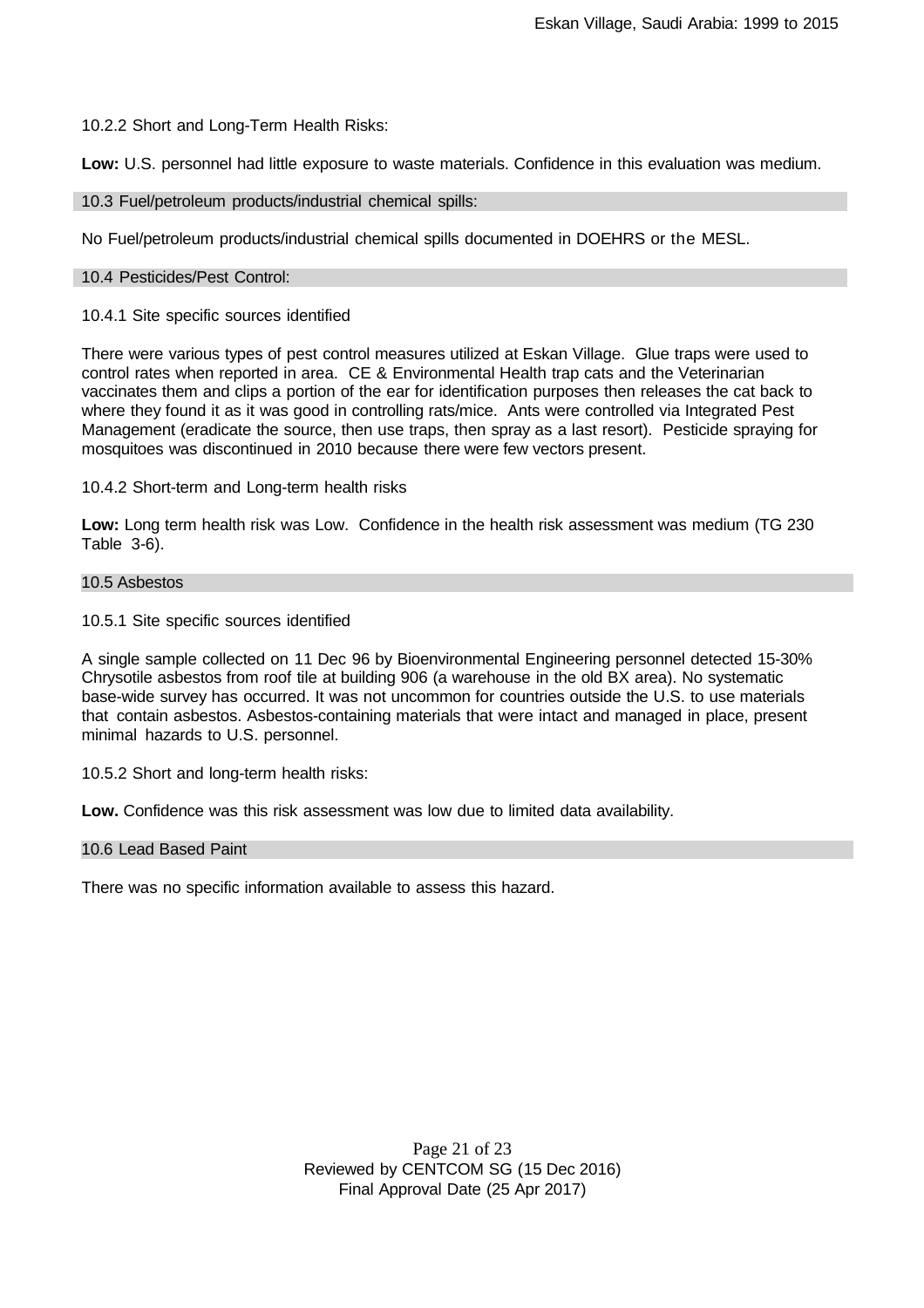10.2.2 Short and Long-Term Health Risks:

**Low:** U.S. personnel had little exposure to waste materials. Confidence in this evaluation was medium.

### 10.3 Fuel/petroleum products/industrial chemical spills:

No Fuel/petroleum products/industrial chemical spills documented in DOEHRS or the MESL.

### 10.4 Pesticides/Pest Control:

10.4.1 Site specific sources identified

There were various types of pest control measures utilized at Eskan Village. Glue traps were used to control rates when reported in area. CE & Environmental Health trap cats and the Veterinarian vaccinates them and clips a portion of the ear for identification purposes then releases the cat back to where they found it as it was good in controlling rats/mice. Ants were controlled via Integrated Pest Management (eradicate the source, then use traps, then spray as a last resort). Pesticide spraying for mosquitoes was discontinued in 2010 because there were few vectors present.

10.4.2 Short-term and Long-term health risks

**Low:** Long term health risk was Low. Confidence in the health risk assessment was medium (TG 230 Table 3-6).

### 10.5 Asbestos

10.5.1 Site specific sources identified

A single sample collected on 11 Dec 96 by Bioenvironmental Engineering personnel detected 15-30% Chrysotile asbestos from roof tile at building 906 (a warehouse in the old BX area). No systematic base-wide survey has occurred. It was not uncommon for countries outside the U.S. to use materials that contain asbestos. Asbestos-containing materials that were intact and managed in place, present minimal hazards to U.S. personnel.

10.5.2 Short and long-term health risks:

**Low.** Confidence was this risk assessment was low due to limited data availability.

### 10.6 Lead Based Paint

There was no specific information available to assess this hazard.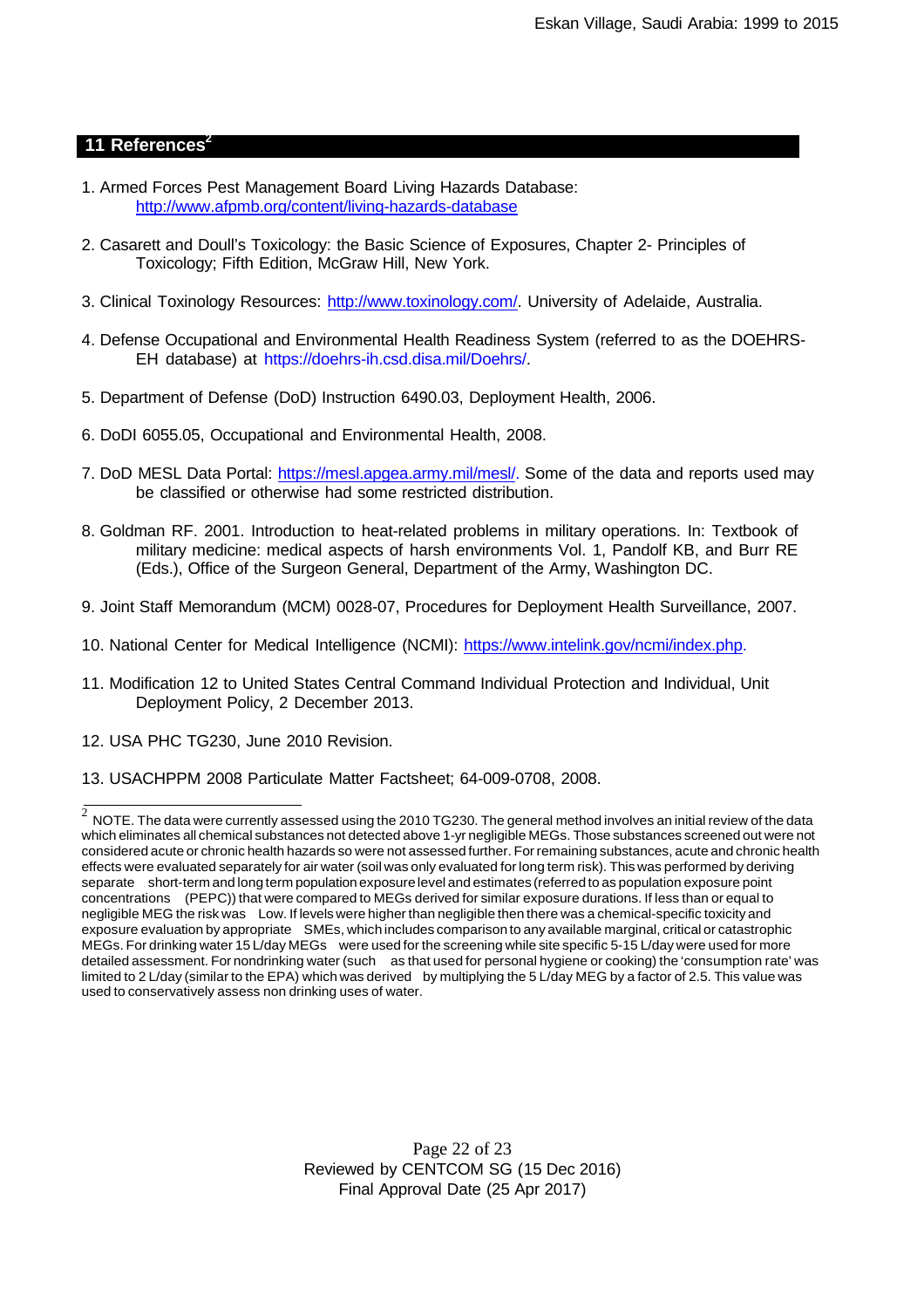## 11 References[2]

1. Armed Forces Pest Management Board Living Hazards Database: http://www.afpmb.org/content/living-hazards-database

2. Casarett and Doull's Toxicology: the Basic Science of Exposures, Chapter 2- Principles of Toxicology; Fifth Edition, McGraw Hill, New York.

3. Clinical Toxinology Resources: http://www.toxinology.com/. University of Adelaide, Australia.

4. Defense Occupational and Environmental Health Readiness System (referred to as the DOEHRS-EH database) at https://doehrs-ih.csd.disa.mil/Doehrs/.

5. Department of Defense (DoD) Instruction 6490.03, Deployment Health, 2006.

6. DoDI 6055.05, Occupational and Environmental Health, 2008.

7. DoD MESL Data Portal: https://mesl.apgea.army.mil/mesl/. Some of the data and reports used may be classified or otherwise had some restricted distribution.

8. Goldman RF. 2001. Introduction to heat-related problems in military operations. In: Textbook of military medicine: medical aspects of harsh environments Vol. 1, Pandolf KB, and Burr RE (Eds.), Office of the Surgeon General, Department of the Army, Washington DC.

9. Joint Staff Memorandum (MCM) 0028-07, Procedures for Deployment Health Surveillance, 2007.

10. National Center for Medical Intelligence (NCMI): https://www.intelink.gov/ncmi/index.php.

11. Modification 12 to United States Central Command Individual Protection and Individual, Unit Deployment Policy, 2 December 2013.

12. USA PHC TG230, June 2010 Revision.

13. USACHPPM 2008 Particulate Matter Factsheet; 64-009-0708, 2008.

---

[2] NOTE. The data were currently assessed using the 2010 TG230. The general method involves an initial review of the data which eliminates all chemical substances not detected above 1-yr negligible MEGs. Those substances screened out were not considered acute or chronic health hazards so were not assessed further. For remaining substances, acute and chronic health effects were evaluated separately for air water (soil was only evaluated for long term risk). This was performed by deriving separate short-term and long term population exposure level and estimates (referred to as population exposure point concentrations (PEPC)) that were compared to MEGs derived for similar exposure durations. If less than or equal to negligible MEG the risk was Low. If levels were higher than negligible then there was a chemical-specific toxicity and exposure evaluation by appropriate SMEs, which includes comparison to any available marginal, critical or catastrophic MEGs. For drinking water 15 L/day MEGs were used for the screening while site specific 5-15 L/day were used for more detailed assessment. For nondrinking water (such as that used for personal hygiene or cooking) the 'consumption rate' was limited to 2 L/day (similar to the EPA) which was derived by multiplying the 5 L/day MEG by a factor of 2.5. This value was used to conservatively assess non drinking uses of water.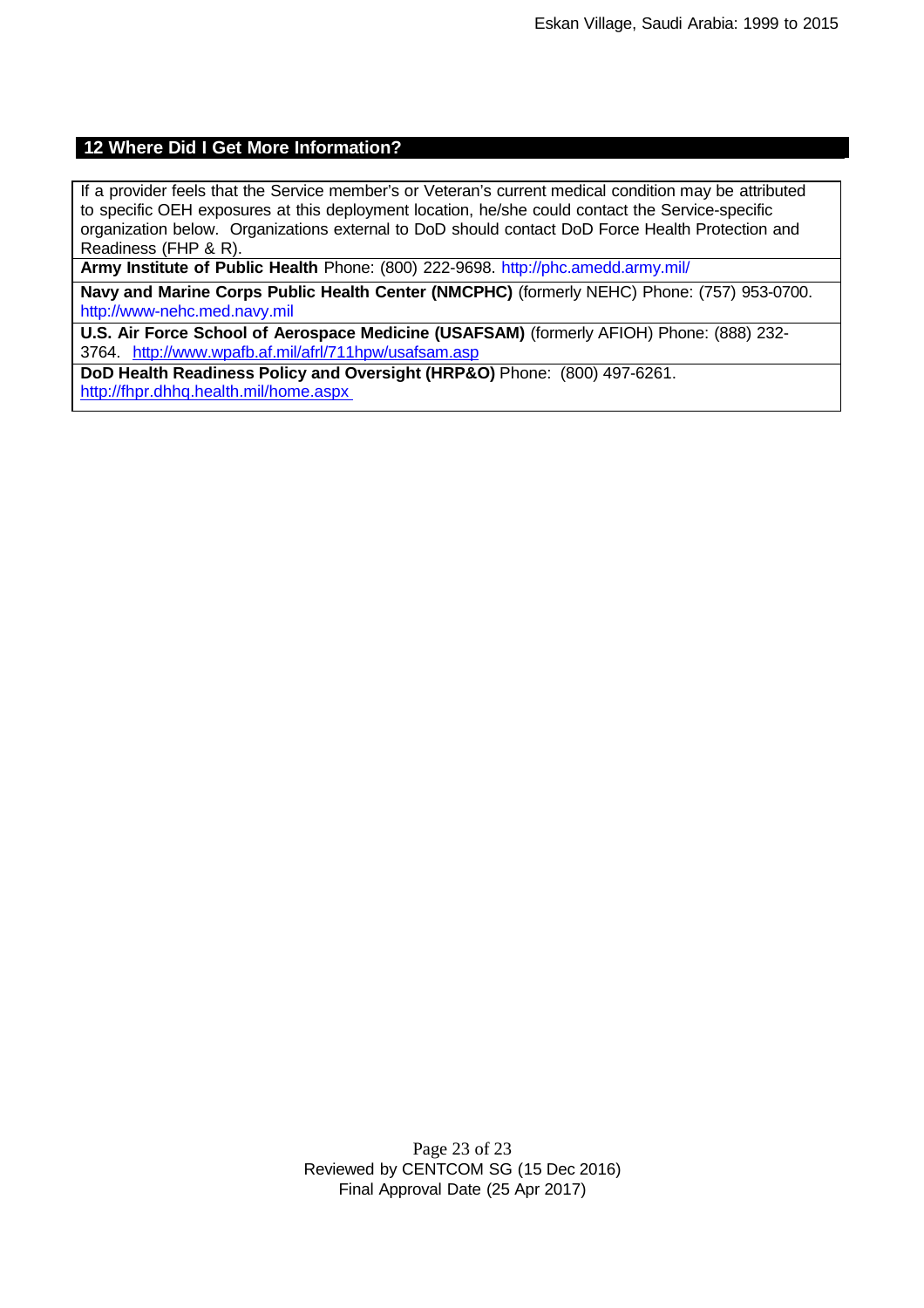## 12 Where Did I Get More Information?

If a provider feels that the Service member's or Veteran's current medical condition may be attributed to specific OEH exposures at this deployment location, he/she could contact the Service-specific organization below. Organizations external to DoD should contact DoD Force Health Protection and Readiness (FHP & R).

**Army Institute of Public Health** Phone: (800) 222-9698. http://phc.amedd.army.mil/

**Navy and Marine Corps Public Health Center (NMCPHC)** (formerly NEHC) Phone: (757) 953-0700. http://www-nehc.med.navy.mil

**U.S. Air Force School of Aerospace Medicine (USAFSAM)** (formerly AFIOH) Phone: (888) 232-3764. http://www.wpafb.af.mil/afrl/711hpw/usafsam.asp

**DoD Health Readiness Policy and Oversight (HRP&O)** Phone: (800) 497-6261. http://fhpr.dhhq.health.mil/home.aspx

Reviewed by CENTCOM SG (15 Dec 2016)
Final Approval Date (25 Apr 2017)